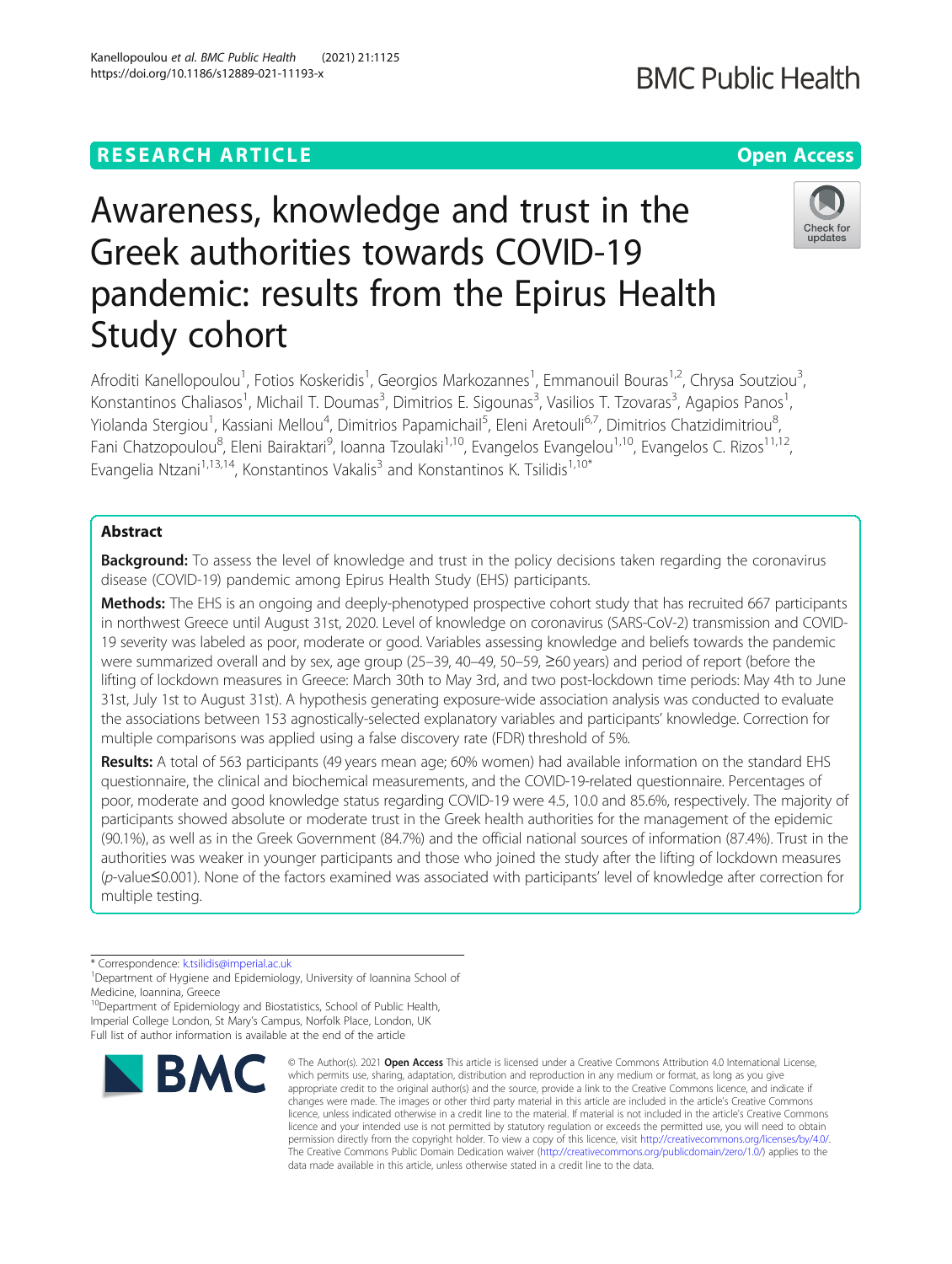RESEARCH ARTICLE

Open Access

# Awareness, knowledge and trust in the Greek authorities towards COVID-19 pandemic: results from the Epirus Health Study cohort

Afroditi Kanellopoulou[1], Fotios Koskeridis[1], Georgios Markozannes[1], Emmanouil Bouras[1,2], Chrysa Soutziou[3], Konstantinos Chaliasos[1], Michail T. Doumas[3], Dimitrios E. Sigounas[3], Vasilios T. Tzovaras[3], Agapios Panos[1], Yiolanda Stergiou[1], Kassiani Mellou[4], Dimitrios Papamichail[5], Eleni Aretouli[6,7], Dimitrios Chatzidimitriou[8], Fani Chatzopoulou[8], Eleni Bairaktari[9], Ioanna Tzoulaki[1,10], Evangelos Evangelou[1,10], Evangelos C. Rizos[11,12], Evangelia Ntzani[1,13,14], Konstantinos Vakalis[3] and Konstantinos K. Tsilidis[1,10*]

## Abstract

**Background:** To assess the level of knowledge and trust in the policy decisions taken regarding the coronavirus disease (COVID-19) pandemic among Epirus Health Study (EHS) participants.

**Methods:** The EHS is an ongoing and deeply-phenotyped prospective cohort study that has recruited 667 participants in northwest Greece until August 31st, 2020. Level of knowledge on coronavirus (SARS-CoV-2) transmission and COVID-19 severity was labeled as poor, moderate or good. Variables assessing knowledge and beliefs towards the pandemic were summarized overall and by sex, age group (25–39, 40–49, 50–59, ≥60 years) and period of report (before the lifting of lockdown measures in Greece: March 30th to May 3rd, and two post-lockdown time periods: May 4th to June 31st, July 1st to August 31st). A hypothesis generating exposure-wide association analysis was conducted to evaluate the associations between 153 agnostically-selected explanatory variables and participants' knowledge. Correction for multiple comparisons was applied using a false discovery rate (FDR) threshold of 5%.

**Results:** A total of 563 participants (49 years mean age; 60% women) had available information on the standard EHS questionnaire, the clinical and biochemical measurements, and the COVID-19-related questionnaire. Percentages of poor, moderate and good knowledge status regarding COVID-19 were 4.5, 10.0 and 85.6%, respectively. The majority of participants showed absolute or moderate trust in the Greek health authorities for the management of the epidemic (90.1%), as well as in the Greek Government (84.7%) and the official national sources of information (87.4%). Trust in the authorities was weaker in younger participants and those who joined the study after the lifting of lockdown measures (*p*-value≤0.001). None of the factors examined was associated with participants' level of knowledge after correction for multiple testing.

\* Correspondence: k.tsilidis@imperial.ac.uk
[1]Department of Hygiene and Epidemiology, University of Ioannina School of Medicine, Ioannina, Greece
[10]Department of Epidemiology and Biostatistics, School of Public Health, Imperial College London, St Mary's Campus, Norfolk Place, London, UK
Full list of author information is available at the end of the article

© The Author(s). 2021 **Open Access** This article is licensed under a Creative Commons Attribution 4.0 International License, which permits use, sharing, adaptation, distribution and reproduction in any medium or format, as long as you give appropriate credit to the original author(s) and the source, provide a link to the Creative Commons licence, and indicate if changes were made. The images or other third party material in this article are included in the article's Creative Commons licence, unless indicated otherwise in a credit line to the material. If material is not included in the article's Creative Commons licence and your intended use is not permitted by statutory regulation or exceeds the permitted use, you will need to obtain permission directly from the copyright holder. To view a copy of this licence, visit http://creativecommons.org/licenses/by/4.0/. The Creative Commons Public Domain Dedication waiver (http://creativecommons.org/publicdomain/zero/1.0/) applies to the data made available in this article, unless otherwise stated in a credit line to the data.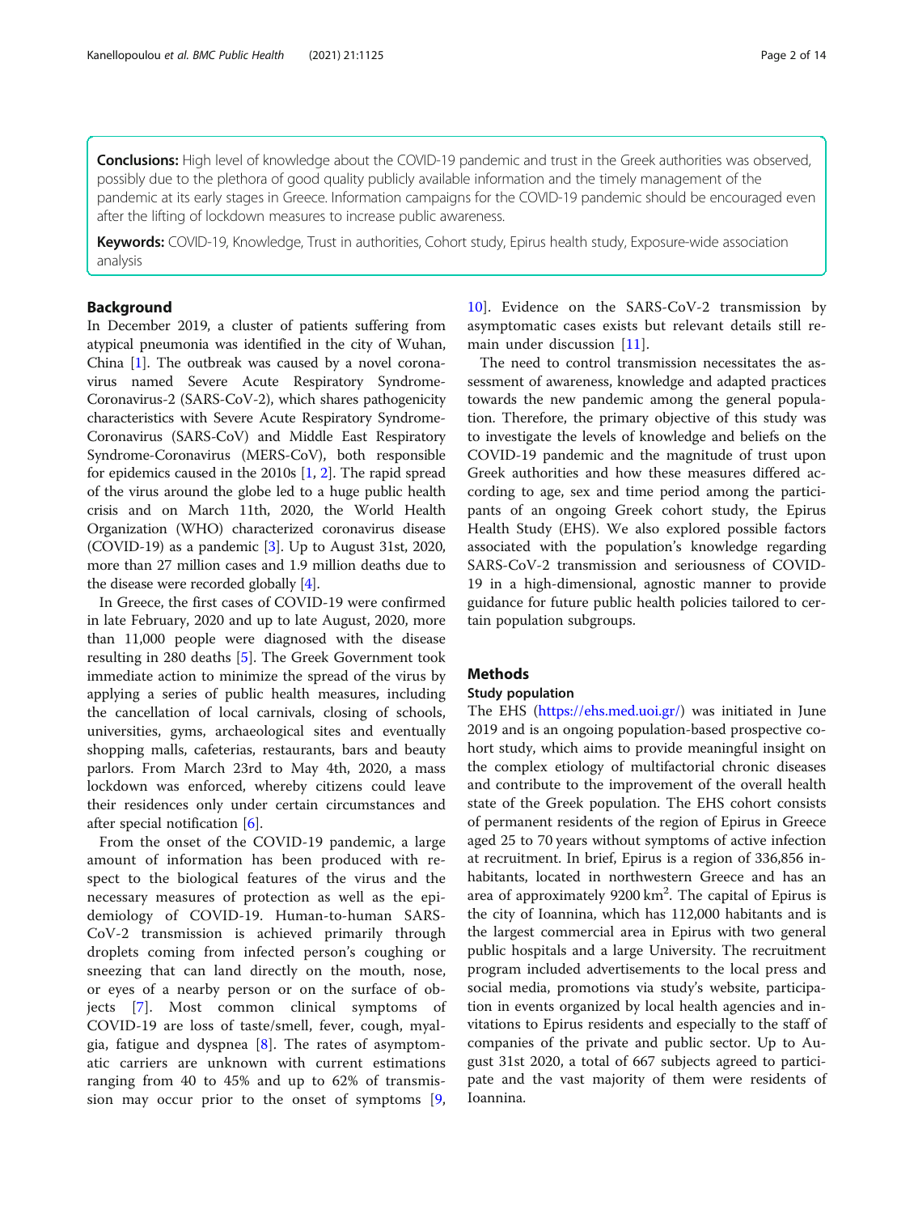**Conclusions:** High level of knowledge about the COVID-19 pandemic and trust in the Greek authorities was observed, possibly due to the plethora of good quality publicly available information and the timely management of the pandemic at its early stages in Greece. Information campaigns for the COVID-19 pandemic should be encouraged even after the lifting of lockdown measures to increase public awareness.

**Keywords:** COVID-19, Knowledge, Trust in authorities, Cohort study, Epirus health study, Exposure-wide association analysis

## Background

In December 2019, a cluster of patients suffering from atypical pneumonia was identified in the city of Wuhan, China [1]. The outbreak was caused by a novel coronavirus named Severe Acute Respiratory Syndrome-Coronavirus-2 (SARS-CoV-2), which shares pathogenicity characteristics with Severe Acute Respiratory Syndrome-Coronavirus (SARS-CoV) and Middle East Respiratory Syndrome-Coronavirus (MERS-CoV), both responsible for epidemics caused in the 2010s [1, 2]. The rapid spread of the virus around the globe led to a huge public health crisis and on March 11th, 2020, the World Health Organization (WHO) characterized coronavirus disease (COVID-19) as a pandemic [3]. Up to August 31st, 2020, more than 27 million cases and 1.9 million deaths due to the disease were recorded globally [4].

In Greece, the first cases of COVID-19 were confirmed in late February, 2020 and up to late August, 2020, more than 11,000 people were diagnosed with the disease resulting in 280 deaths [5]. The Greek Government took immediate action to minimize the spread of the virus by applying a series of public health measures, including the cancellation of local carnivals, closing of schools, universities, gyms, archaeological sites and eventually shopping malls, cafeterias, restaurants, bars and beauty parlors. From March 23rd to May 4th, 2020, a mass lockdown was enforced, whereby citizens could leave their residences only under certain circumstances and after special notification [6].

From the onset of the COVID-19 pandemic, a large amount of information has been produced with respect to the biological features of the virus and the necessary measures of protection as well as the epidemiology of COVID-19. Human-to-human SARS-CoV-2 transmission is achieved primarily through droplets coming from infected person's coughing or sneezing that can land directly on the mouth, nose, or eyes of a nearby person or on the surface of objects [7]. Most common clinical symptoms of COVID-19 are loss of taste/smell, fever, cough, myalgia, fatigue and dyspnea [8]. The rates of asymptomatic carriers are unknown with current estimations ranging from 40 to 45% and up to 62% of transmission may occur prior to the onset of symptoms [9, 10]. Evidence on the SARS-CoV-2 transmission by asymptomatic cases exists but relevant details still remain under discussion [11].

The need to control transmission necessitates the assessment of awareness, knowledge and adapted practices towards the new pandemic among the general population. Therefore, the primary objective of this study was to investigate the levels of knowledge and beliefs on the COVID-19 pandemic and the magnitude of trust upon Greek authorities and how these measures differed according to age, sex and time period among the participants of an ongoing Greek cohort study, the Epirus Health Study (EHS). We also explored possible factors associated with the population's knowledge regarding SARS-CoV-2 transmission and seriousness of COVID-19 in a high-dimensional, agnostic manner to provide guidance for future public health policies tailored to certain population subgroups.

## Methods

### Study population

The EHS (https://ehs.med.uoi.gr/) was initiated in June 2019 and is an ongoing population-based prospective cohort study, which aims to provide meaningful insight on the complex etiology of multifactorial chronic diseases and contribute to the improvement of the overall health state of the Greek population. The EHS cohort consists of permanent residents of the region of Epirus in Greece aged 25 to 70 years without symptoms of active infection at recruitment. In brief, Epirus is a region of 336,856 inhabitants, located in northwestern Greece and has an area of approximately 9200 $km^2$. The capital of Epirus is the city of Ioannina, which has 112,000 habitants and is the largest commercial area in Epirus with two general public hospitals and a large University. The recruitment program included advertisements to the local press and social media, promotions via study's website, participation in events organized by local health agencies and invitations to Epirus residents and especially to the staff of companies of the private and public sector. Up to August 31st 2020, a total of 667 subjects agreed to participate and the vast majority of them were residents of Ioannina.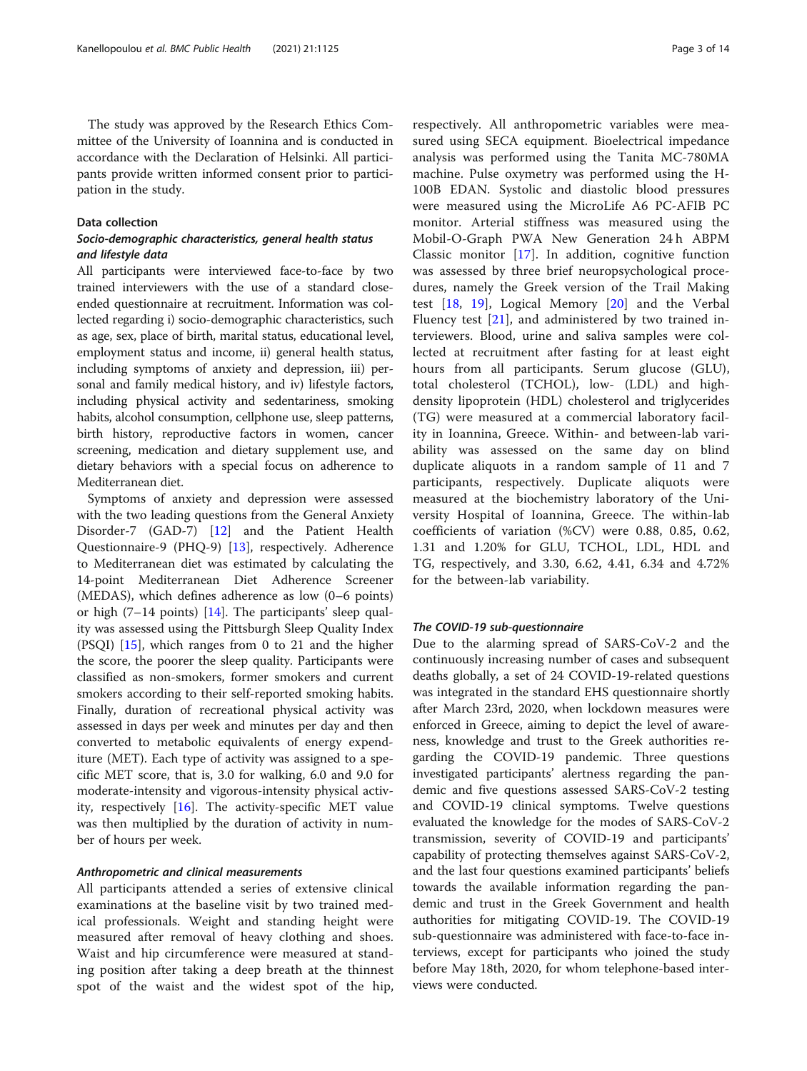The study was approved by the Research Ethics Committee of the University of Ioannina and is conducted in accordance with the Declaration of Helsinki. All participants provide written informed consent prior to participation in the study.

### Data collection

#### *Socio-demographic characteristics, general health status and lifestyle data*

All participants were interviewed face-to-face by two trained interviewers with the use of a standard close-ended questionnaire at recruitment. Information was collected regarding i) socio-demographic characteristics, such as age, sex, place of birth, marital status, educational level, employment status and income, ii) general health status, including symptoms of anxiety and depression, iii) personal and family medical history, and iv) lifestyle factors, including physical activity and sedentariness, smoking habits, alcohol consumption, cellphone use, sleep patterns, birth history, reproductive factors in women, cancer screening, medication and dietary supplement use, and dietary behaviors with a special focus on adherence to Mediterranean diet.

Symptoms of anxiety and depression were assessed with the two leading questions from the General Anxiety Disorder-7 (GAD-7) [12] and the Patient Health Questionnaire-9 (PHQ-9) [13], respectively. Adherence to Mediterranean diet was estimated by calculating the 14-point Mediterranean Diet Adherence Screener (MEDAS), which defines adherence as low (0–6 points) or high (7–14 points) [14]. The participants' sleep quality was assessed using the Pittsburgh Sleep Quality Index (PSQI) [15], which ranges from 0 to 21 and the higher the score, the poorer the sleep quality. Participants were classified as non-smokers, former smokers and current smokers according to their self-reported smoking habits. Finally, duration of recreational physical activity was assessed in days per week and minutes per day and then converted to metabolic equivalents of energy expenditure (MET). Each type of activity was assigned to a specific MET score, that is, 3.0 for walking, 6.0 and 9.0 for moderate-intensity and vigorous-intensity physical activity, respectively [16]. The activity-specific MET value was then multiplied by the duration of activity in number of hours per week.

#### *Anthropometric and clinical measurements*

All participants attended a series of extensive clinical examinations at the baseline visit by two trained medical professionals. Weight and standing height were measured after removal of heavy clothing and shoes. Waist and hip circumference were measured at standing position after taking a deep breath at the thinnest spot of the waist and the widest spot of the hip, respectively. All anthropometric variables were measured using SECA equipment. Bioelectrical impedance analysis was performed using the Tanita MC-780MA machine. Pulse oxymetry was performed using the H-100B EDAN. Systolic and diastolic blood pressures were measured using the MicroLife A6 PC-AFIB PC monitor. Arterial stiffness was measured using the Mobil-O-Graph PWA New Generation 24 h ABPM Classic monitor [17]. In addition, cognitive function was assessed by three brief neuropsychological procedures, namely the Greek version of the Trail Making test [18, 19], Logical Memory [20] and the Verbal Fluency test [21], and administered by two trained interviewers. Blood, urine and saliva samples were collected at recruitment after fasting for at least eight hours from all participants. Serum glucose (GLU), total cholesterol (TCHOL), low- (LDL) and high-density lipoprotein (HDL) cholesterol and triglycerides (TG) were measured at a commercial laboratory facility in Ioannina, Greece. Within- and between-lab variability was assessed on the same day on blind duplicate aliquots in a random sample of 11 and 7 participants, respectively. Duplicate aliquots were measured at the biochemistry laboratory of the University Hospital of Ioannina, Greece. The within-lab coefficients of variation (%CV) were 0.88, 0.85, 0.62, 1.31 and 1.20% for GLU, TCHOL, LDL, HDL and TG, respectively, and 3.30, 6.62, 4.41, 6.34 and 4.72% for the between-lab variability.

#### *The COVID-19 sub-questionnaire*

Due to the alarming spread of SARS-CoV-2 and the continuously increasing number of cases and subsequent deaths globally, a set of 24 COVID-19-related questions was integrated in the standard EHS questionnaire shortly after March 23rd, 2020, when lockdown measures were enforced in Greece, aiming to depict the level of awareness, knowledge and trust to the Greek authorities regarding the COVID-19 pandemic. Three questions investigated participants' alertness regarding the pandemic and five questions assessed SARS-CoV-2 testing and COVID-19 clinical symptoms. Twelve questions evaluated the knowledge for the modes of SARS-CoV-2 transmission, severity of COVID-19 and participants' capability of protecting themselves against SARS-CoV-2, and the last four questions examined participants' beliefs towards the available information regarding the pandemic and trust in the Greek Government and health authorities for mitigating COVID-19. The COVID-19 sub-questionnaire was administered with face-to-face interviews, except for participants who joined the study before May 18th, 2020, for whom telephone-based interviews were conducted.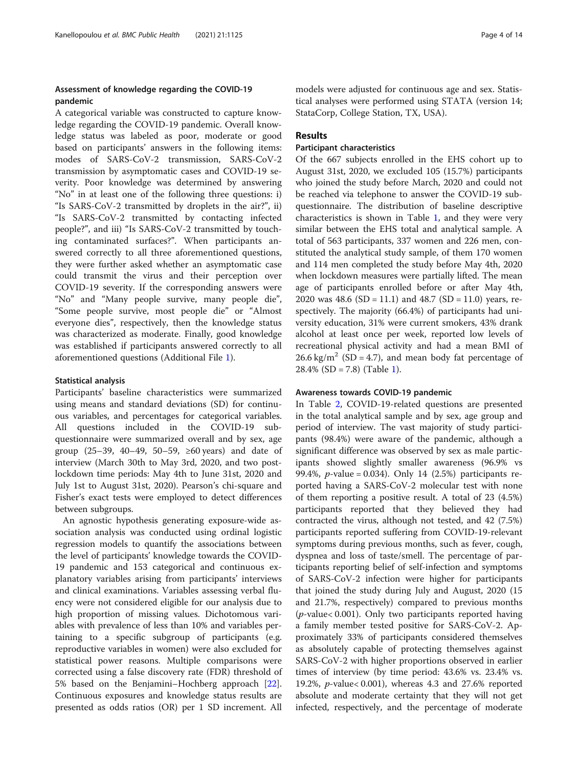### Assessment of knowledge regarding the COVID-19 pandemic

A categorical variable was constructed to capture knowledge regarding the COVID-19 pandemic. Overall knowledge status was labeled as poor, moderate or good based on participants' answers in the following items: modes of SARS-CoV-2 transmission, SARS-CoV-2 transmission by asymptomatic cases and COVID-19 severity. Poor knowledge was determined by answering "No" in at least one of the following three questions: i) "Is SARS-CoV-2 transmitted by droplets in the air?", ii) "Is SARS-CoV-2 transmitted by contacting infected people?", and iii) "Is SARS-CoV-2 transmitted by touching contaminated surfaces?". When participants answered correctly to all three aforementioned questions, they were further asked whether an asymptomatic case could transmit the virus and their perception over COVID-19 severity. If the corresponding answers were "No" and "Many people survive, many people die", "Some people survive, most people die" or "Almost everyone dies", respectively, then the knowledge status was characterized as moderate. Finally, good knowledge was established if participants answered correctly to all aforementioned questions (Additional File 1).

### Statistical analysis

Participants' baseline characteristics were summarized using means and standard deviations (SD) for continuous variables, and percentages for categorical variables. All questions included in the COVID-19 sub-questionnaire were summarized overall and by sex, age group (25–39, 40–49, 50–59, ≥60 years) and date of interview (March 30th to May 3rd, 2020, and two post-lockdown time periods: May 4th to June 31st, 2020 and July 1st to August 31st, 2020). Pearson's chi-square and Fisher's exact tests were employed to detect differences between subgroups.

An agnostic hypothesis generating exposure-wide association analysis was conducted using ordinal logistic regression models to quantify the associations between the level of participants' knowledge towards the COVID-19 pandemic and 153 categorical and continuous explanatory variables arising from participants' interviews and clinical examinations. Variables assessing verbal fluency were not considered eligible for our analysis due to high proportion of missing values. Dichotomous variables with prevalence of less than 10% and variables pertaining to a specific subgroup of participants (e.g. reproductive variables in women) were also excluded for statistical power reasons. Multiple comparisons were corrected using a false discovery rate (FDR) threshold of 5% based on the Benjamini–Hochberg approach [22]. Continuous exposures and knowledge status results are presented as odds ratios (OR) per 1 SD increment. All models were adjusted for continuous age and sex. Statistical analyses were performed using STATA (version 14; StataCorp, College Station, TX, USA).

## Results

### Participant characteristics

Of the 667 subjects enrolled in the EHS cohort up to August 31st, 2020, we excluded 105 (15.7%) participants who joined the study before March, 2020 and could not be reached via telephone to answer the COVID-19 sub-questionnaire. The distribution of baseline descriptive characteristics is shown in Table 1, and they were very similar between the EHS total and analytical sample. A total of 563 participants, 337 women and 226 men, constituted the analytical study sample, of them 170 women and 114 men completed the study before May 4th, 2020 when lockdown measures were partially lifted. The mean age of participants enrolled before or after May 4th, 2020 was 48.6 (SD = 11.1) and 48.7 (SD = 11.0) years, respectively. The majority (66.4%) of participants had university education, 31% were current smokers, 43% drank alcohol at least once per week, reported low levels of recreational physical activity and had a mean BMI of 26.6 kg/m$^2$ (SD = 4.7), and mean body fat percentage of 28.4% (SD = 7.8) (Table 1).

### Awareness towards COVID-19 pandemic

In Table 2, COVID-19-related questions are presented in the total analytical sample and by sex, age group and period of interview. The vast majority of study participants (98.4%) were aware of the pandemic, although a significant difference was observed by sex as male participants showed slightly smaller awareness (96.9% vs 99.4%, $p$-value = 0.034). Only 14 (2.5%) participants reported having a SARS-CoV-2 molecular test with none of them reporting a positive result. A total of 23 (4.5%) participants reported that they believed they had contracted the virus, although not tested, and 42 (7.5%) participants reported suffering from COVID-19-relevant symptoms during previous months, such as fever, cough, dyspnea and loss of taste/smell. The percentage of participants reporting belief of self-infection and symptoms of SARS-CoV-2 infection were higher for participants that joined the study during July and August, 2020 (15 and 21.7%, respectively) compared to previous months ($p$-value< 0.001). Only two participants reported having a family member tested positive for SARS-CoV-2. Approximately 33% of participants considered themselves as absolutely capable of protecting themselves against SARS-CoV-2 with higher proportions observed in earlier times of interview (by time period: 43.6% vs. 23.4% vs. 19.2%, $p$-value< 0.001), whereas 4.3 and 27.6% reported absolute and moderate certainty that they will not get infected, respectively, and the percentage of moderate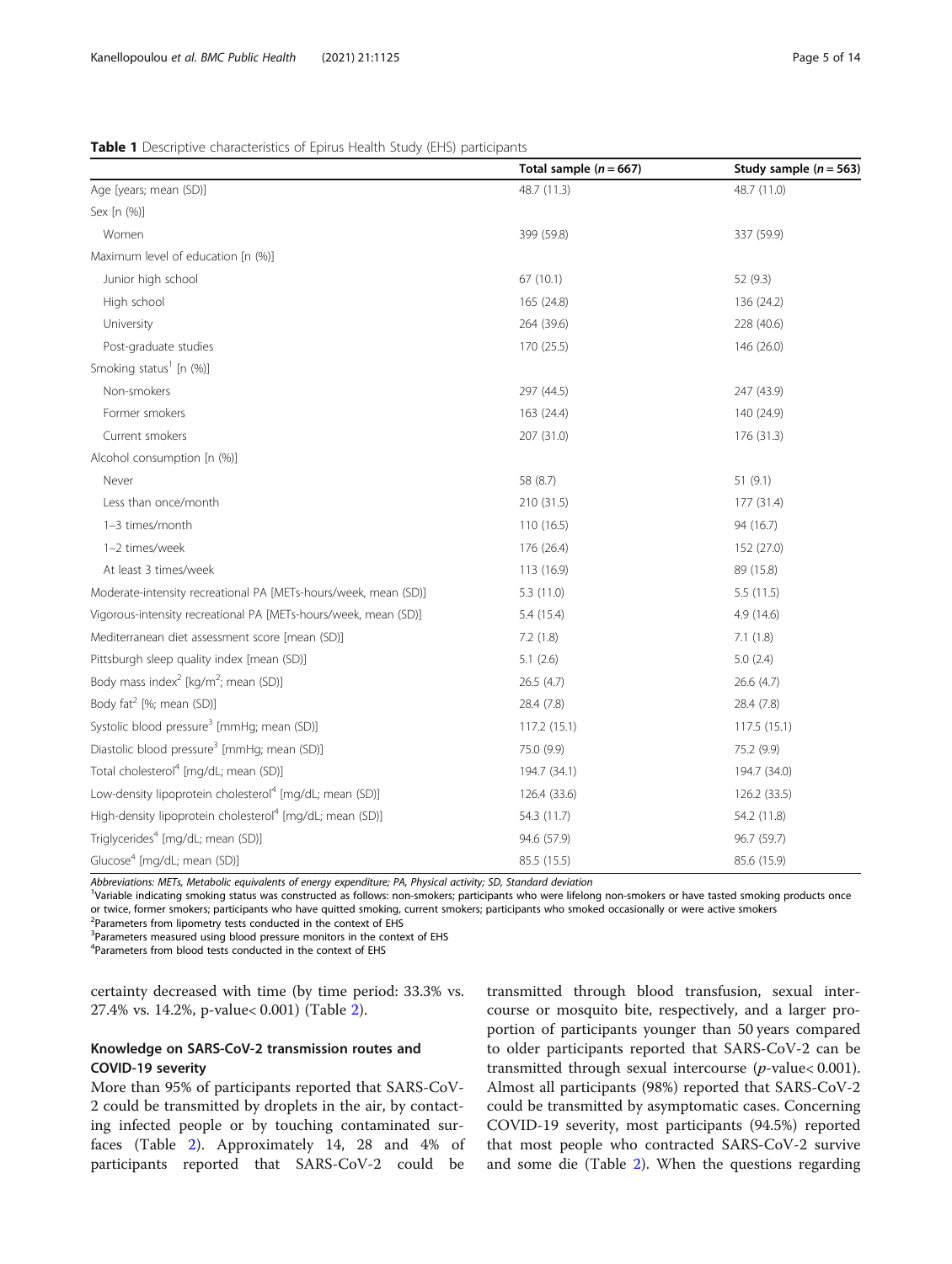**Table 1** Descriptive characteristics of Epirus Health Study (EHS) participants

| | Total sample ($n = 667$) | Study sample ($n = 563$) |
|---|---|---|
| Age [years; mean (SD)] | 48.7 (11.3) | 48.7 (11.0) |
| Sex [n (%)] | | |
| Women | 399 (59.8) | 337 (59.9) |
| Maximum level of education [n (%)] | | |
| Junior high school | 67 (10.1) | 52 (9.3) |
| High school | 165 (24.8) | 136 (24.2) |
| University | 264 (39.6) | 228 (40.6) |
| Post-graduate studies | 170 (25.5) | 146 (26.0) |
| Smoking status[1] [n (%)] | | |
| Non-smokers | 297 (44.5) | 247 (43.9) |
| Former smokers | 163 (24.4) | 140 (24.9) |
| Current smokers | 207 (31.0) | 176 (31.3) |
| Alcohol consumption [n (%)] | | |
| Never | 58 (8.7) | 51 (9.1) |
| Less than once/month | 210 (31.5) | 177 (31.4) |
| 1–3 times/month | 110 (16.5) | 94 (16.7) |
| 1–2 times/week | 176 (26.4) | 152 (27.0) |
| At least 3 times/week | 113 (16.9) | 89 (15.8) |
| Moderate-intensity recreational PA [METs-hours/week, mean (SD)] | 5.3 (11.0) | 5.5 (11.5) |
| Vigorous-intensity recreational PA [METs-hours/week, mean (SD)] | 5.4 (15.4) | 4.9 (14.6) |
| Mediterranean diet assessment score [mean (SD)] | 7.2 (1.8) | 7.1 (1.8) |
| Pittsburgh sleep quality index [mean (SD)] | 5.1 (2.6) | 5.0 (2.4) |
| Body mass index[2] [kg/m$^2$; mean (SD)] | 26.5 (4.7) | 26.6 (4.7) |
| Body fat[2] [%; mean (SD)] | 28.4 (7.8) | 28.4 (7.8) |
| Systolic blood pressure[3] [mmHg; mean (SD)] | 117.2 (15.1) | 117.5 (15.1) |
| Diastolic blood pressure[3] [mmHg; mean (SD)] | 75.0 (9.9) | 75.2 (9.9) |
| Total cholesterol[4] [mg/dL; mean (SD)] | 194.7 (34.1) | 194.7 (34.0) |
| Low-density lipoprotein cholesterol[4] [mg/dL; mean (SD)] | 126.4 (33.6) | 126.2 (33.5) |
| High-density lipoprotein cholesterol[4] [mg/dL; mean (SD)] | 54.3 (11.7) | 54.2 (11.8) |
| Triglycerides[4] [mg/dL; mean (SD)] | 94.6 (57.9) | 96.7 (59.7) |
| Glucose[4] [mg/dL; mean (SD)] | 85.5 (15.5) | 85.6 (15.9) |

*Abbreviations: METs, Metabolic equivalents of energy expenditure; PA, Physical activity; SD, Standard deviation*
[1]Variable indicating smoking status was constructed as follows: non-smokers; participants who were lifelong non-smokers or have tasted smoking products once or twice, former smokers; participants who have quitted smoking, current smokers; participants who smoked occasionally or were active smokers
[2]Parameters from lipometry tests conducted in the context of EHS
[3]Parameters measured using blood pressure monitors in the context of EHS
[4]Parameters from blood tests conducted in the context of EHS

certainty decreased with time (by time period: 33.3% vs. 27.4% vs. 14.2%, p-value< 0.001) (Table 2).

## Knowledge on SARS-CoV-2 transmission routes and COVID-19 severity

More than 95% of participants reported that SARS-CoV-2 could be transmitted by droplets in the air, by contacting infected people or by touching contaminated surfaces (Table 2). Approximately 14, 28 and 4% of participants reported that SARS-CoV-2 could be transmitted through blood transfusion, sexual intercourse or mosquito bite, respectively, and a larger proportion of participants younger than 50 years compared to older participants reported that SARS-CoV-2 can be transmitted through sexual intercourse ($p$-value< 0.001). Almost all participants (98%) reported that SARS-CoV-2 could be transmitted by asymptomatic cases. Concerning COVID-19 severity, most participants (94.5%) reported that most people who contracted SARS-CoV-2 survive and some die (Table 2). When the questions regarding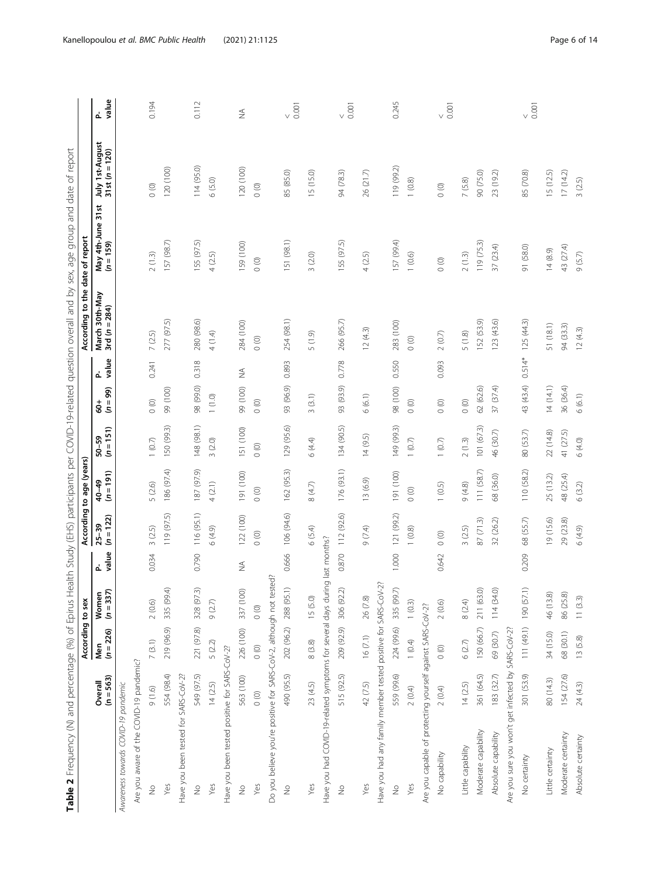**Table 2** Frequency (N) and percentage (%) of Epirus Health Study (EHS) participants per COVID-19-related question overall and by sex, age group and date of report

| | Overall ($n = 563$) | According to sex | | | According to age (years) | | | | | According to the date of report | | | |
|---|---|---|---|---|---|---|---|---|---|---|---|---|---|
| | | Men ($n = 226$) | Women ($n = 337$) | P-value | 25–39 ($n = 122$) | 40–49 ($n = 191$) | 50–59 ($n = 151$) | 60+ ($n = 99$) | P-value | March 30th-May 3rd ($n = 284$) | May 4th-June 31st ($n = 159$) | July 1st-August 31st ($n = 120$) | P-value |
| *Awareness towards COVID-19 pandemic* | | | | | | | | | | | | | |
| Are you aware of the COVID-19 pandemic? | | | | | | | | | | | | | |
| No | 9 (1.6) | 7 (3.1) | 2 (0.6) | 0.034 | 3 (2.5) | 5 (2.6) | 1 (0.7) | 0 (0) | 0.241 | 7 (2.5) | 2 (1.3) | 0 (0) | 0.194 |
| Yes | 554 (98.4) | 219 (96.9) | 335 (99.4) | | 119 (97.5) | 186 (97.4) | 150 (99.3) | 99 (100) | | 277 (97.5) | 157 (98.7) | 120 (100) | |
| Have you been tested for SARS-CoV-2? | | | | | | | | | | | | | |
| No | 549 (97.5) | 221 (97.8) | 328 (97.3) | 0.790 | 116 (95.1) | 187 (97.9) | 148 (98.1) | 98 (99.0) | 0.318 | 280 (98.6) | 155 (97.5) | 114 (95.0) | 0.112 |
| Yes | 14 (2.5) | 5 (2.2) | 9 (2.7) | | 6 (4.9) | 4 (2.1) | 3 (2.0) | 1 (1.0) | | 4 (1.4) | 4 (2.5) | 6 (5.0) | |
| Have you been tested positive for SARS-CoV-2? | | | | | | | | | | | | | |
| No | 563 (100) | 226 (100) | 337 (100) | NA | 122 (100) | 191 (100) | 151 (100) | 99 (100) | NA | 284 (100) | 159 (100) | 120 (100) | NA |
| Yes | 0 (0) | 0 (0) | 0 (0) | | 0 (0) | 0 (0) | 0 (0) | 0 (0) | | 0 (0) | 0 (0) | 0 (0) | |
| Do you believe you're positive for SARS-CoV-2, although not tested? | | | | | | | | | | | | | |
| No | 490 (95.5) | 202 (96.2) | 288 (95.1) | 0.666 | 106 (94.6) | 162 (95.3) | 129 (95.6) | 93 (96.9) | 0.893 | 254 (98.1) | 151 (98.1) | 85 (85.0) | < 0.001 |
| Yes | 23 (4.5) | 8 (3.8) | 15 (5.0) | | 6 (5.4) | 8 (4.7) | 6 (4.4) | 3 (3.1) | | 5 (1.9) | 3 (2.0) | 15 (15.0) | |
| Have you had COVID-19-related symptoms for several days during last months? | | | | | | | | | | | | | |
| No | 515 (92.5) | 209 (92.9) | 306 (92.2) | 0.870 | 112 (92.6) | 176 (93.1) | 134 (90.5) | 93 (93.9) | 0.778 | 266 (95.7) | 155 (97.5) | 94 (78.3) | < 0.001 |
| Yes | 42 (7.5) | 16 (7.1) | 26 (7.8) | | 9 (7.4) | 13 (6.9) | 14 (9.5) | 6 (6.1) | | 12 (4.3) | 4 (2.5) | 26 (21.7) | |
| Have you had any family member tested positive for SARS-CoV-2? | | | | | | | | | | | | | |
| No | 559 (99.6) | 224 (99.6) | 335 (99.7) | 1.000 | 121 (99.2) | 191 (100) | 149 (99.3) | 98 (100) | 0.550 | 283 (100) | 157 (99.4) | 119 (99.2) | 0.245 |
| Yes | 2 (0.4) | 1 (0.4) | 1 (0.3) | | 1 (0.8) | 0 (0) | 1 (0.7) | 0 (0) | | 0 (0) | 1 (0.6) | 1 (0.8) | |
| Are you capable of protecting yourself against SARS-CoV-2? | | | | | | | | | | | | | |
| No capability | 2 (0.4) | 0 (0) | 2 (0.6) | 0.642 | 0 (0) | 1 (0.5) | 1 (0.7) | 0 (0) | 0.093 | 2 (0.7) | 0 (0) | 0 (0) | < 0.001 |
| Little capability | 14 (2.5) | 6 (2.7) | 8 (2.4) | | 3 (2.5) | 9 (4.8) | 2 (1.3) | 0 (0) | | 5 (1.8) | 2 (1.3) | 7 (5.8) | |
| Moderate capability | 361 (64.5) | 150 (66.7) | 211 (63.0) | | 87 (71.3) | 111 (58.7) | 101 (67.3) | 62 (62.6) | | 152 (53.9) | 119 (75.3) | 90 (75.0) | |
| Absolute capability | 183 (32.7) | 69 (30.7) | 114 (34.0) | | 32 (26.2) | 68 (36.0) | 46 (30.7) | 37 (37.4) | | 123 (43.6) | 37 (23.4) | 23 (19.2) | |
| Are you sure you won't get infected by SARS-CoV-2? | | | | | | | | | | | | | |
| No certainty | 301 (53.9) | 111 (49.1) | 190 (57.1) | 0.209 | 68 (55.7) | 110 (58.2) | 80 (53.7) | 43 (43.4) | 0.514* | 125 (44.3) | 91 (58.0) | 85 (70.8) | < 0.001 |
| Little certainty | 80 (14.3) | 34 (15.0) | 46 (13.8) | | 19 (15.6) | 25 (13.2) | 22 (14.8) | 14 (14.1) | | 51 (18.1) | 14 (8.9) | 15 (12.5) | |
| Moderate certainty | 154 (27.6) | 68 (30.1) | 86 (25.8) | | 29 (23.8) | 48 (25.4) | 41 (27.5) | 36 (36.4) | | 94 (33.3) | 43 (27.4) | 17 (14.2) | |
| Absolute certainty | 24 (4.3) | 13 (5.8) | 11 (3.3) | | 6 (4.9) | 6 (3.2) | 6 (4.0) | 6 (6.1) | | 12 (4.3) | 9 (5.7) | 3 (2.5) | |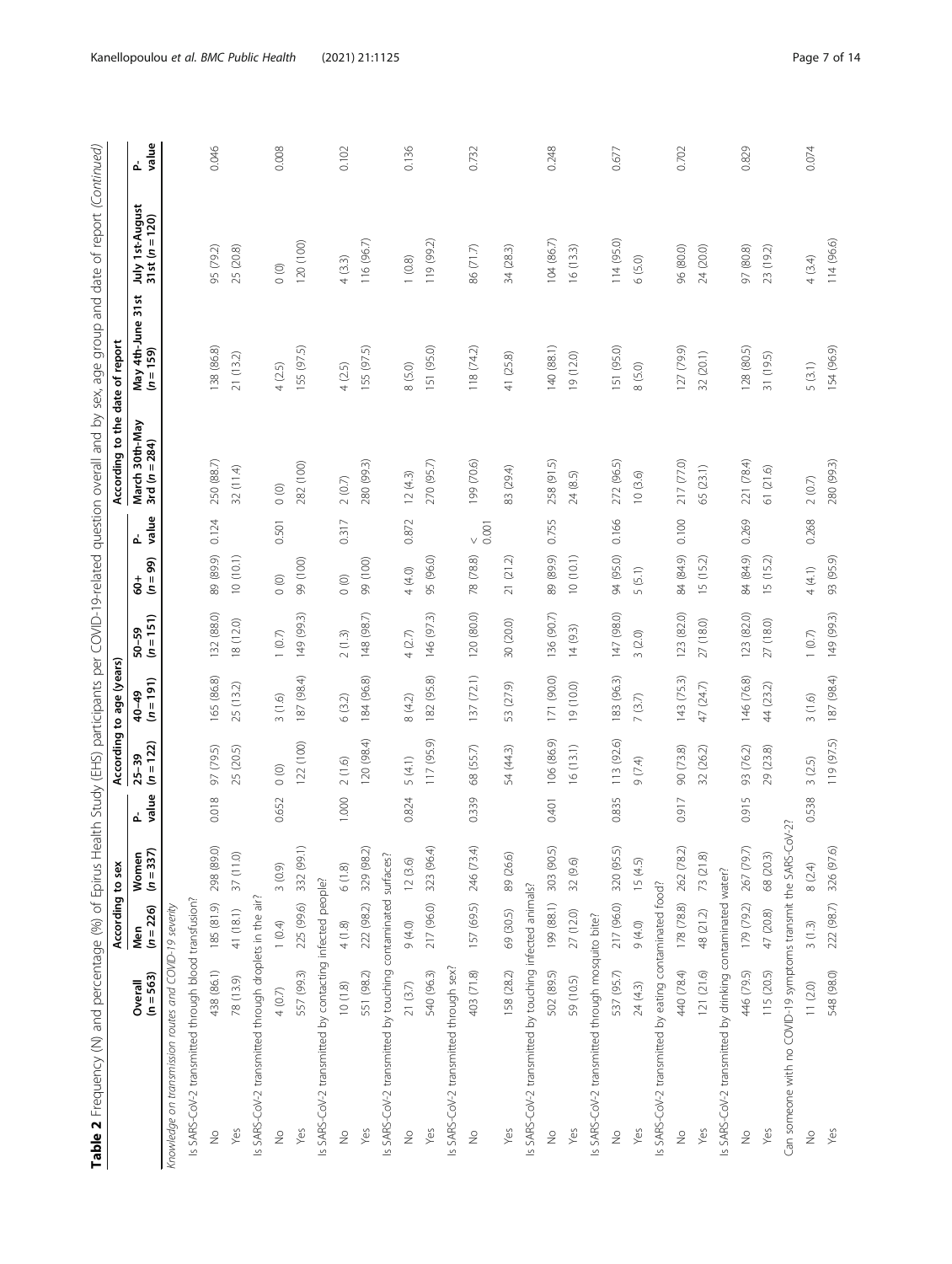**Table 2** Frequency (N) and percentage (%) of Epirus Health Study (EHS) participants per COVID-19-related question overall and by sex, age group and date of report *(Continued)*

| | Overall (n = 563) | According to sex | | | According to age (years) | | | | | According to the date of report | | | |
|---|---|---|---|---|---|---|---|---|---|---|---|---|---|
| | | Men (n = 226) | Women (n = 337) | P-value | 25–39 (n = 122) | 40–49 (n = 191) | 50–59 (n = 151) | 60+ (n = 99) | P-value | March 30th-May 3rd (n = 284) | May 4th-June 31st (n = 159) | July 1st-August 31st (n = 120) | P-value |
| *Knowledge on transmission routes and COVID-19 severity* | | | | | | | | | | | | | |
| Is SARS-CoV-2 transmitted through blood transfusion? | | | | | | | | | | | | | |
| No | 438 (86.1) | 185 (81.9) | 298 (89.0) | 0.018 | 97 (79.5) | 165 (86.8) | 132 (88.0) | 89 (89.9) | 0.124 | 250 (88.7) | 138 (86.8) | 95 (79.2) | 0.046 |
| Yes | 78 (13.9) | 41 (18.1) | 37 (11.0) | | 25 (20.5) | 25 (13.2) | 18 (12.0) | 10 (10.1) | | 32 (11.4) | 21 (13.2) | 25 (20.8) | |
| Is SARS-CoV-2 transmitted through droplets in the air? | | | | | | | | | | | | | |
| No | 4 (0.7) | 1 (0.4) | 3 (0.9) | 0.652 | 0 (0) | 3 (1.6) | 1 (0.7) | 0 (0) | 0.501 | 0 (0) | 4 (2.5) | 0 (0) | 0.008 |
| Yes | 557 (99.3) | 225 (99.6) | 332 (99.1) | | 122 (100) | 187 (98.4) | 149 (99.3) | 99 (100) | | 282 (100) | 155 (97.5) | 120 (100) | |
| Is SARS-CoV-2 transmitted by contacting infected people? | | | | | | | | | | | | | |
| No | 10 (1.8) | 4 (1.8) | 6 (1.8) | 1.000 | 2 (1.6) | 6 (3.2) | 2 (1.3) | 0 (0) | 0.317 | 2 (0.7) | 4 (2.5) | 4 (3.3) | 0.102 |
| Yes | 551 (98.2) | 222 (98.2) | 329 (98.2) | | 120 (98.4) | 184 (96.8) | 148 (98.7) | 99 (100) | | 280 (99.3) | 155 (97.5) | 116 (96.7) | |
| Is SARS-CoV-2 transmitted by touching contaminated surfaces? | | | | | | | | | | | | | |
| No | 21 (3.7) | 9 (4.0) | 12 (3.6) | 0.824 | 5 (4.1) | 8 (4.2) | 4 (2.7) | 4 (4.0) | 0.872 | 12 (4.3) | 8 (5.0) | 1 (0.8) | 0.136 |
| Yes | 540 (96.3) | 217 (96.0) | 323 (96.4) | | 117 (95.9) | 182 (95.8) | 146 (97.3) | 95 (96.0) | | 270 (95.7) | 151 (95.0) | 119 (99.2) | |
| Is SARS-CoV-2 transmitted through sex? | | | | | | | | | | | | | |
| No | 403 (71.8) | 157 (69.5) | 246 (73.4) | 0.339 | 68 (55.7) | 137 (72.1) | 120 (80.0) | 78 (78.8) | < 0.001 | 199 (70.6) | 118 (74.2) | 86 (71.7) | 0.732 |
| Yes | 158 (28.2) | 69 (30.5) | 89 (26.6) | | 54 (44.3) | 53 (27.9) | 30 (20.0) | 21 (21.2) | | 83 (29.4) | 41 (25.8) | 34 (28.3) | |
| Is SARS-CoV-2 transmitted by touching infected animals? | | | | | | | | | | | | | |
| No | 502 (89.5) | 199 (88.1) | 303 (90.5) | 0.401 | 106 (86.9) | 171 (90.0) | 136 (90.7) | 89 (89.9) | 0.755 | 258 (91.5) | 140 (88.1) | 104 (86.7) | 0.248 |
| Yes | 59 (10.5) | 27 (12.0) | 32 (9.6) | | 16 (13.1) | 19 (10.0) | 14 (9.3) | 10 (10.1) | | 24 (8.5) | 19 (12.0) | 16 (13.3) | |
| Is SARS-CoV-2 transmitted through mosquito bite? | | | | | | | | | | | | | |
| No | 537 (95.7) | 217 (96.0) | 320 (95.5) | 0.835 | 113 (92.6) | 183 (96.3) | 147 (98.0) | 94 (95.0) | 0.166 | 272 (96.5) | 151 (95.0) | 114 (95.0) | 0.677 |
| Yes | 24 (4.3) | 9 (4.0) | 15 (4.5) | | 9 (7.4) | 7 (3.7) | 3 (2.0) | 5 (5.1) | | 10 (3.6) | 8 (5.0) | 6 (5.0) | |
| Is SARS-CoV-2 transmitted by eating contaminated food? | | | | | | | | | | | | | |
| No | 440 (78.4) | 178 (78.8) | 262 (78.2) | 0.917 | 90 (73.8) | 143 (75.3) | 123 (82.0) | 84 (84.9) | 0.100 | 217 (77.0) | 127 (79.9) | 96 (80.0) | 0.702 |
| Yes | 121 (21.6) | 48 (21.2) | 73 (21.8) | | 32 (26.2) | 47 (24.7) | 27 (18.0) | 15 (15.2) | | 65 (23.1) | 32 (20.1) | 24 (20.0) | |
| Is SARS-CoV-2 transmitted by drinking contaminated water? | | | | | | | | | | | | | |
| No | 446 (79.5) | 179 (79.2) | 267 (79.7) | 0.915 | 93 (76.2) | 146 (76.8) | 123 (82.0) | 84 (84.9) | 0.269 | 221 (78.4) | 128 (80.5) | 97 (80.8) | 0.829 |
| Yes | 115 (20.5) | 47 (20.8) | 68 (20.3) | | 29 (23.8) | 44 (23.2) | 27 (18.0) | 15 (15.2) | | 61 (21.6) | 31 (19.5) | 23 (19.2) | |
| Can someone with no COVID-19 symptoms transmit the SARS-CoV-2? | | | | | | | | | | | | | |
| No | 11 (2.0) | 3 (1.3) | 8 (2.4) | 0.538 | 3 (2.5) | 3 (1.6) | 1 (0.7) | 4 (4.1) | 0.268 | 2 (0.7) | 5 (3.1) | 4 (3.4) | 0.074 |
| Yes | 548 (98.0) | 222 (98.7) | 326 (97.6) | | 119 (97.5) | 187 (98.4) | 149 (99.3) | 93 (95.9) | | 280 (99.3) | 154 (96.9) | 114 (96.6) | |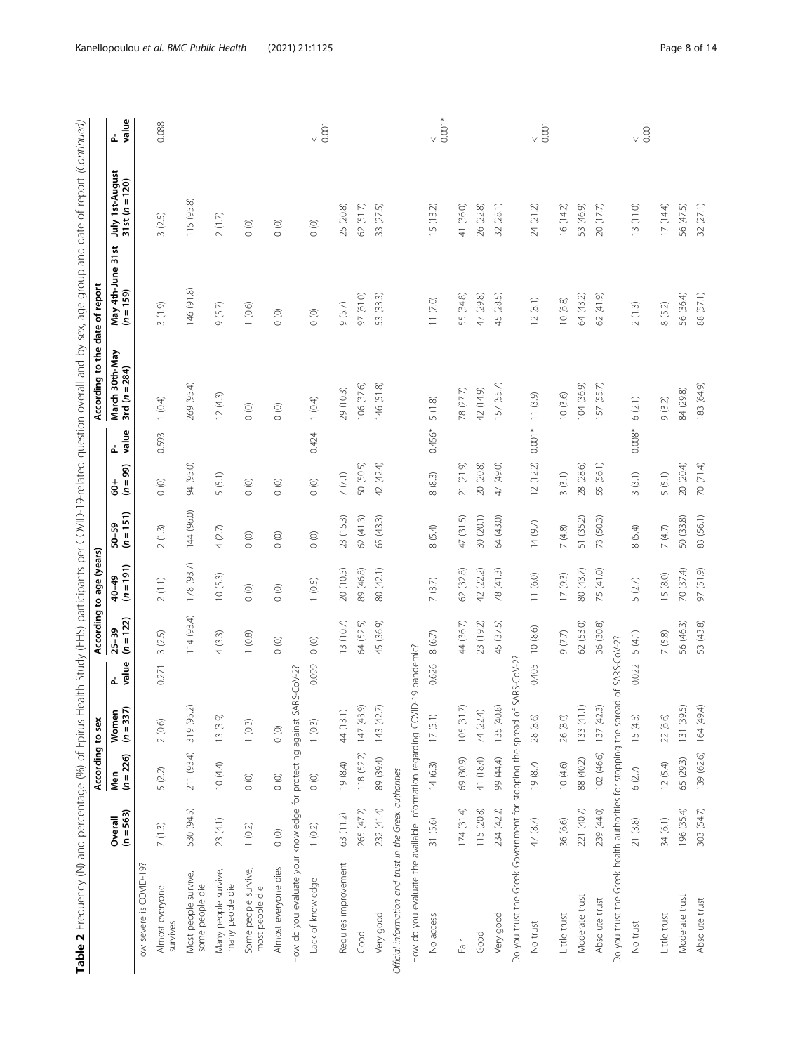**Table 2** Frequency (N) and percentage (%) of Epirus Health Study (EHS) participants per COVID-19-related question overall and by sex, age group and date of report *(Continued)*

| | Overall (n = 563) | According to sex | | | According to age (years) | | | | | According to the date of report | | | |
|---|---|---|---|---|---|---|---|---|---|---|---|---|---|
| | | Men (n = 226) | Women (n = 337) | P-value | 25–39 (n = 122) | 40–49 (n = 191) | 50–59 (n = 151) | 60+ (n = 99) | P-value | March 30th-May 3rd (n = 284) | May 4th-June 31st (n = 159) | July 1st-August 31st (n = 120) | P-value |
| How severe is COVID-19? | | | | | | | | | | | | | |
| Almost everyone survives | 7 (1.3) | 5 (2.2) | 2 (0.6) | 0.271 | 3 (2.5) | 2 (1.1) | 2 (1.3) | 0 (0) | 0.593 | 1 (0.4) | 3 (1.9) | 3 (2.5) | 0.088 |
| Most people survive, some people die | 530 (94.5) | 211 (93.4) | 319 (95.2) | | 114 (93.4) | 178 (93.7) | 144 (96.0) | 94 (95.0) | | 269 (95.4) | 146 (91.8) | 115 (95.8) | |
| Many people survive, many people die | 23 (4.1) | 10 (4.4) | 13 (3.9) | | 4 (3.3) | 10 (5.3) | 4 (2.7) | 5 (5.1) | | 12 (4.3) | 9 (5.7) | 2 (1.7) | |
| Some people survive, most people die | 1 (0.2) | 0 (0) | 1 (0.3) | | 1 (0.8) | 0 (0) | 0 (0) | 0 (0) | | 0 (0) | 1 (0.6) | 0 (0) | |
| Almost everyone dies | 0 (0) | 0 (0) | 0 (0) | | 0 (0) | 0 (0) | 0 (0) | 0 (0) | | 0 (0) | 0 (0) | 0 (0) | |
| How do you evaluate your knowledge for protecting against SARS-CoV-2? | | | | | | | | | | | | | |
| Lack of knowledge | 1 (0.2) | 0 (0) | 1 (0.3) | 0.099 | 0 (0) | 1 (0.5) | 0 (0) | 0 (0) | 0.424 | 1 (0.4) | 0 (0) | 0 (0) | < 0.001 |
| Requires improvement | 63 (11.2) | 19 (8.4) | 44 (13.1) | | 13 (10.7) | 20 (10.5) | 23 (15.3) | 7 (7.1) | | 29 (10.3) | 9 (5.7) | 25 (20.8) | |
| Good | 265 (47.2) | 118 (52.2) | 147 (43.9) | | 64 (52.5) | 89 (46.8) | 62 (41.3) | 50 (50.5) | | 106 (37.6) | 97 (61.0) | 62 (51.7) | |
| Very good | 232 (41.4) | 89 (39.4) | 143 (42.7) | | 45 (36.9) | 80 (42.1) | 65 (43.3) | 42 (42.4) | | 146 (51.8) | 53 (33.3) | 33 (27.5) | |
| *Official information and trust in the Greek authorities* | | | | | | | | | | | | | |
| How do you evaluate the available information regarding COVID-19 pandemic? | | | | | | | | | | | | | |
| No access | 31 (5.6) | 14 (6.3) | 17 (5.1) | 0.626 | 8 (6.7) | 7 (3.7) | 8 (5.4) | 8 (8.3) | 0.456* | 5 (1.8) | 11 (7.0) | 15 (13.2) | < 0.001* |
| Fair | 174 (31.4) | 69 (30.9) | 105 (31.7) | | 44 (36.7) | 62 (32.8) | 47 (31.5) | 21 (21.9) | | 78 (27.7) | 55 (34.8) | 41 (36.0) | |
| Good | 115 (20.8) | 41 (18.4) | 74 (22.4) | | 23 (19.2) | 42 (22.2) | 30 (20.1) | 20 (20.8) | | 42 (14.9) | 47 (29.8) | 26 (22.8) | |
| Very good | 234 (42.2) | 99 (44.4) | 135 (40.8) | | 45 (37.5) | 78 (41.3) | 64 (43.0) | 47 (49.0) | | 157 (55.7) | 45 (28.5) | 32 (28.1) | |
| Do you trust the Greek Government for stopping the spread of SARS-CoV-2? | | | | | | | | | | | | | |
| No trust | 47 (8.7) | 19 (8.7) | 28 (8.6) | 0.405 | 10 (8.6) | 11 (6.0) | 14 (9.7) | 12 (12.2) | 0.001* | 11 (3.9) | 12 (8.1) | 24 (21.2) | < 0.001 |
| Little trust | 36 (6.6) | 10 (4.6) | 26 (8.0) | | 9 (7.7) | 17 (9.3) | 7 (4.8) | 3 (3.1) | | 10 (3.6) | 10 (6.8) | 16 (14.2) | |
| Moderate trust | 221 (40.7) | 88 (40.2) | 133 (41.1) | | 62 (53.0) | 80 (43.7) | 51 (35.2) | 28 (28.6) | | 104 (36.9) | 64 (43.2) | 53 (46.9) | |
| Absolute trust | 239 (44.0) | 102 (46.6) | 137 (42.3) | | 36 (30.8) | 75 (41.0) | 73 (50.3) | 55 (56.1) | | 157 (55.7) | 62 (41.9) | 20 (17.7) | |
| Do you trust the Greek health authorities for stopping the spread of SARS-CoV-2? | | | | | | | | | | | | | |
| No trust | 21 (3.8) | 6 (2.7) | 15 (4.5) | 0.022 | 5 (4.1) | 5 (2.7) | 8 (5.4) | 3 (3.1) | 0.008* | 6 (2.1) | 2 (1.3) | 13 (11.0) | < 0.001 |
| Little trust | 34 (6.1) | 12 (5.4) | 22 (6.6) | | 7 (5.8) | 15 (8.0) | 7 (4.7) | 5 (5.1) | | 9 (3.2) | 8 (5.2) | 17 (14.4) | |
| Moderate trust | 196 (35.4) | 65 (29.3) | 131 (39.5) | | 56 (46.3) | 70 (37.4) | 50 (33.8) | 20 (20.4) | | 84 (29.8) | 56 (36.4) | 56 (47.5) | |
| Absolute trust | 303 (54.7) | 139 (62.6) | 164 (49.4) | | 53 (43.8) | 97 (51.9) | 83 (56.1) | 70 (71.4) | | 183 (64.9) | 88 (57.1) | 32 (27.1) | |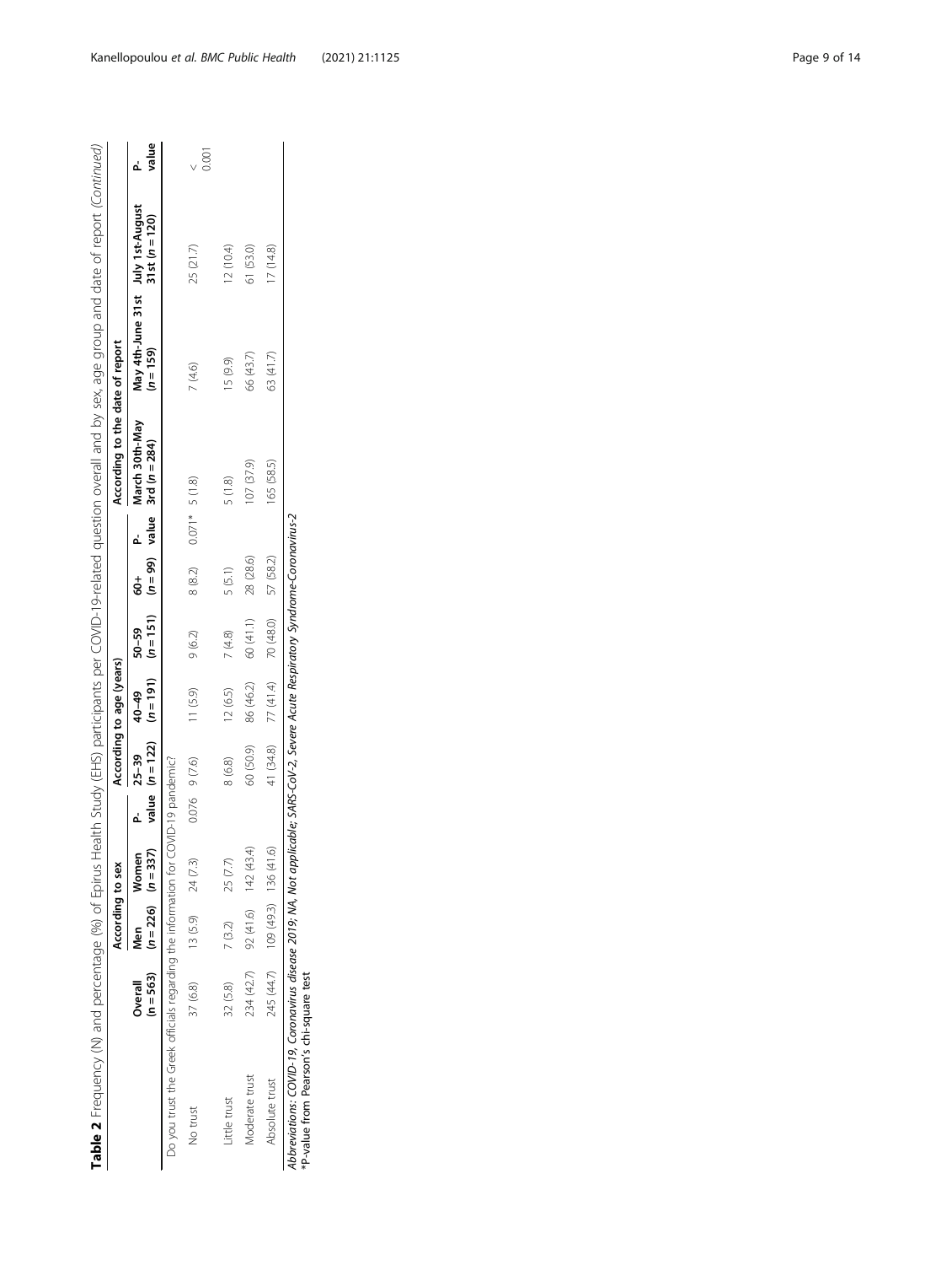**Table 2** Frequency (N) and percentage (%) of Epirus Health Study (EHS) participants per COVID-19-related question overall and by sex, age group and date of report *(Continued)*

| | Overall (n = 563) | According to sex | | | According to age (years) | | | | | According to the date of report | | | |
|---|---|---|---|---|---|---|---|---|---|---|---|---|---|
| | | Men (n = 226) | Women (n = 337) | P-value | 25–39 (n = 122) | 40–49 (n = 191) | 50–59 (n = 151) | 60+ (n = 99) | P-value | March 30th-May 3rd (n = 284) | May 4th-June 31st (n = 159) | July 1st-August 31st (n = 120) | P-value |
| Do you trust the Greek officials regarding the information for COVID-19 pandemic? | | | | | | | | | | | | | |
| No trust | 37 (6.8) | 13 (5.9) | 24 (7.3) | 0.076 | 9 (7.6) | 11 (5.9) | 9 (6.2) | 8 (8.2) | 0.071* | 5 (1.8) | 7 (4.6) | 25 (21.7) | < 0.001 |
| Little trust | 32 (5.8) | 7 (3.2) | 25 (7.7) | | 8 (6.8) | 12 (6.5) | 7 (4.8) | 5 (5.1) | | 5 (1.8) | 15 (9.9) | 12 (10.4) | |
| Moderate trust | 234 (42.7) | 92 (41.6) | 142 (43.4) | | 60 (50.9) | 86 (46.2) | 60 (41.1) | 28 (28.6) | | 107 (37.9) | 66 (43.7) | 61 (53.0) | |
| Absolute trust | 245 (44.7) | 109 (49.3) | 136 (41.6) | | 41 (34.8) | 77 (41.4) | 70 (48.0) | 57 (58.2) | | 165 (58.5) | 63 (41.7) | 17 (14.8) | |

*Abbreviations: COVID-19, Coronavirus disease 2019; NA, Not applicable; SARS-CoV-2, Severe Acute Respiratory Syndrome-Coronavirus-2*
*P-value from Pearson's chi-square test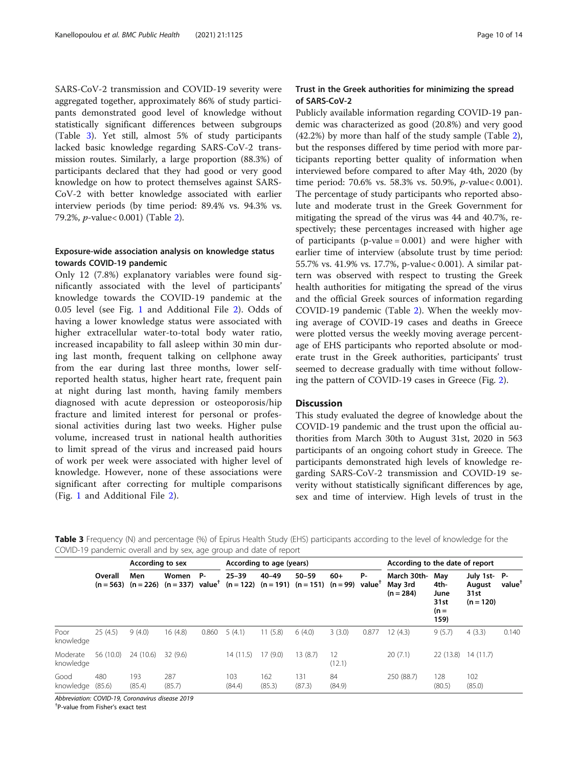SARS-CoV-2 transmission and COVID-19 severity were aggregated together, approximately 86% of study participants demonstrated good level of knowledge without statistically significant differences between subgroups (Table 3). Yet still, almost 5% of study participants lacked basic knowledge regarding SARS-CoV-2 transmission routes. Similarly, a large proportion (88.3%) of participants declared that they had good or very good knowledge on how to protect themselves against SARS-CoV-2 with better knowledge associated with earlier interview periods (by time period: 89.4% vs. 94.3% vs. 79.2%, *p*-value< 0.001) (Table 2).

### Exposure-wide association analysis on knowledge status towards COVID-19 pandemic

Only 12 (7.8%) explanatory variables were found significantly associated with the level of participants' knowledge towards the COVID-19 pandemic at the 0.05 level (see Fig. 1 and Additional File 2). Odds of having a lower knowledge status were associated with higher extracellular water-to-total body water ratio, increased incapability to fall asleep within 30 min during last month, frequent talking on cellphone away from the ear during last three months, lower self-reported health status, higher heart rate, frequent pain at night during last month, having family members diagnosed with acute depression or osteoporosis/hip fracture and limited interest for personal or professional activities during last two weeks. Higher pulse volume, increased trust in national health authorities to limit spread of the virus and increased paid hours of work per week were associated with higher level of knowledge. However, none of these associations were significant after correcting for multiple comparisons (Fig. 1 and Additional File 2).

### Trust in the Greek authorities for minimizing the spread of SARS-CoV-2

Publicly available information regarding COVID-19 pandemic was characterized as good (20.8%) and very good (42.2%) by more than half of the study sample (Table 2), but the responses differed by time period with more participants reporting better quality of information when interviewed before compared to after May 4th, 2020 (by time period: 70.6% vs. 58.3% vs. 50.9%, *p*-value< 0.001). The percentage of study participants who reported absolute and moderate trust in the Greek Government for mitigating the spread of the virus was 44 and 40.7%, respectively; these percentages increased with higher age of participants (p-value = 0.001) and were higher with earlier time of interview (absolute trust by time period: 55.7% vs. 41.9% vs. 17.7%, p-value< 0.001). A similar pattern was observed with respect to trusting the Greek health authorities for mitigating the spread of the virus and the official Greek sources of information regarding COVID-19 pandemic (Table 2). When the weekly moving average of COVID-19 cases and deaths in Greece were plotted versus the weekly moving average percentage of EHS participants who reported absolute or moderate trust in the Greek authorities, participants' trust seemed to decrease gradually with time without following the pattern of COVID-19 cases in Greece (Fig. 2).

## Discussion

This study evaluated the degree of knowledge about the COVID-19 pandemic and the trust upon the official authorities from March 30th to August 31st, 2020 in 563 participants of an ongoing cohort study in Greece. The participants demonstrated high levels of knowledge regarding SARS-CoV-2 transmission and COVID-19 severity without statistically significant differences by age, sex and time of interview. High levels of trust in the

**Table 3** Frequency (N) and percentage (%) of Epirus Health Study (EHS) participants according to the level of knowledge for the COVID-19 pandemic overall and by sex, age group and date of report

| | Overall (n = 563) | According to sex | | | According to age (years) | | | | | According to the date of report | | | |
|---|---|---|---|---|---|---|---|---|---|---|---|---|---|
| | | Men (n = 226) | Women (n = 337) | P-value† | 25–39 (n = 122) | 40–49 (n = 191) | 50–59 (n = 151) | 60+ (n = 99) | P-value† | March 30th-May 3rd (n = 284) | May 4th-June 31st (n = 159) | July 1st-August 31st (n = 120) | P-value† |
| Poor knowledge | 25 (4.5) | 9 (4.0) | 16 (4.8) | 0.860 | 5 (4.1) | 11 (5.8) | 6 (4.0) | 3 (3.0) | 0.877 | 12 (4.3) | 9 (5.7) | 4 (3.3) | 0.140 |
| Moderate knowledge | 56 (10.0) | 24 (10.6) | 32 (9.6) | | 14 (11.5) | 17 (9.0) | 13 (8.7) | 12 (12.1) | | 20 (7.1) | 22 (13.8) | 14 (11.7) | |
| Good knowledge | 480 (85.6) | 193 (85.4) | 287 (85.7) | | 103 (84.4) | 162 (85.3) | 131 (87.3) | 84 (84.9) | | 250 (88.7) | 128 (80.5) | 102 (85.0) | |

*Abbreviation: COVID-19, Coronavirus disease 2019*

†P-value from Fisher's exact test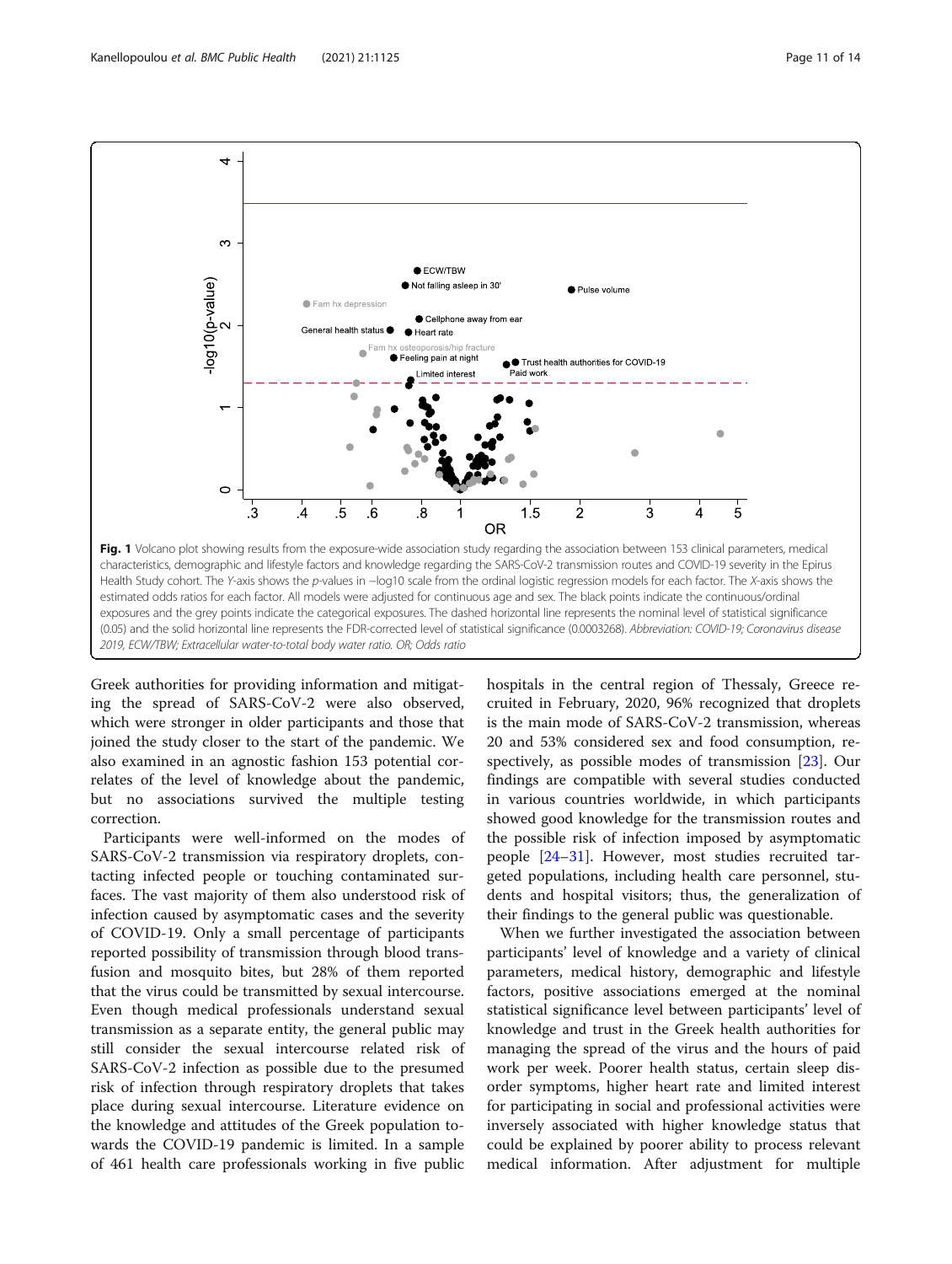**Fig. 1** Volcano plot showing results from the exposure-wide association study regarding the association between 153 clinical parameters, medical characteristics, demographic and lifestyle factors and knowledge regarding the SARS-CoV-2 transmission routes and COVID-19 severity in the Epirus Health Study cohort. The *Y*-axis shows the *p*-values in −log10 scale from the ordinal logistic regression models for each factor. The *X*-axis shows the estimated odds ratios for each factor. All models were adjusted for continuous age and sex. The black points indicate the continuous/ordinal exposures and the grey points indicate the categorical exposures. The dashed horizontal line represents the nominal level of statistical significance (0.05) and the solid horizontal line represents the FDR-corrected level of statistical significance (0.0003268). *Abbreviation: COVID-19; Coronavirus disease 2019, ECW/TBW; Extracellular water-to-total body water ratio. OR; Odds ratio*

Greek authorities for providing information and mitigating the spread of SARS-CoV-2 were also observed, which were stronger in older participants and those that joined the study closer to the start of the pandemic. We also examined in an agnostic fashion 153 potential correlates of the level of knowledge about the pandemic, but no associations survived the multiple testing correction.

Participants were well-informed on the modes of SARS-CoV-2 transmission via respiratory droplets, contacting infected people or touching contaminated surfaces. The vast majority of them also understood risk of infection caused by asymptomatic cases and the severity of COVID-19. Only a small percentage of participants reported possibility of transmission through blood transfusion and mosquito bites, but 28% of them reported that the virus could be transmitted by sexual intercourse. Even though medical professionals understand sexual transmission as a separate entity, the general public may still consider the sexual intercourse related risk of SARS-CoV-2 infection as possible due to the presumed risk of infection through respiratory droplets that takes place during sexual intercourse. Literature evidence on the knowledge and attitudes of the Greek population towards the COVID-19 pandemic is limited. In a sample of 461 health care professionals working in five public hospitals in the central region of Thessaly, Greece recruited in February, 2020, 96% recognized that droplets is the main mode of SARS-CoV-2 transmission, whereas 20 and 53% considered sex and food consumption, respectively, as possible modes of transmission [23]. Our findings are compatible with several studies conducted in various countries worldwide, in which participants showed good knowledge for the transmission routes and the possible risk of infection imposed by asymptomatic people [24–31]. However, most studies recruited targeted populations, including health care personnel, students and hospital visitors; thus, the generalization of their findings to the general public was questionable.

When we further investigated the association between participants' level of knowledge and a variety of clinical parameters, medical history, demographic and lifestyle factors, positive associations emerged at the nominal statistical significance level between participants' level of knowledge and trust in the Greek health authorities for managing the spread of the virus and the hours of paid work per week. Poorer health status, certain sleep disorder symptoms, higher heart rate and limited interest for participating in social and professional activities were inversely associated with higher knowledge status that could be explained by poorer ability to process relevant medical information. After adjustment for multiple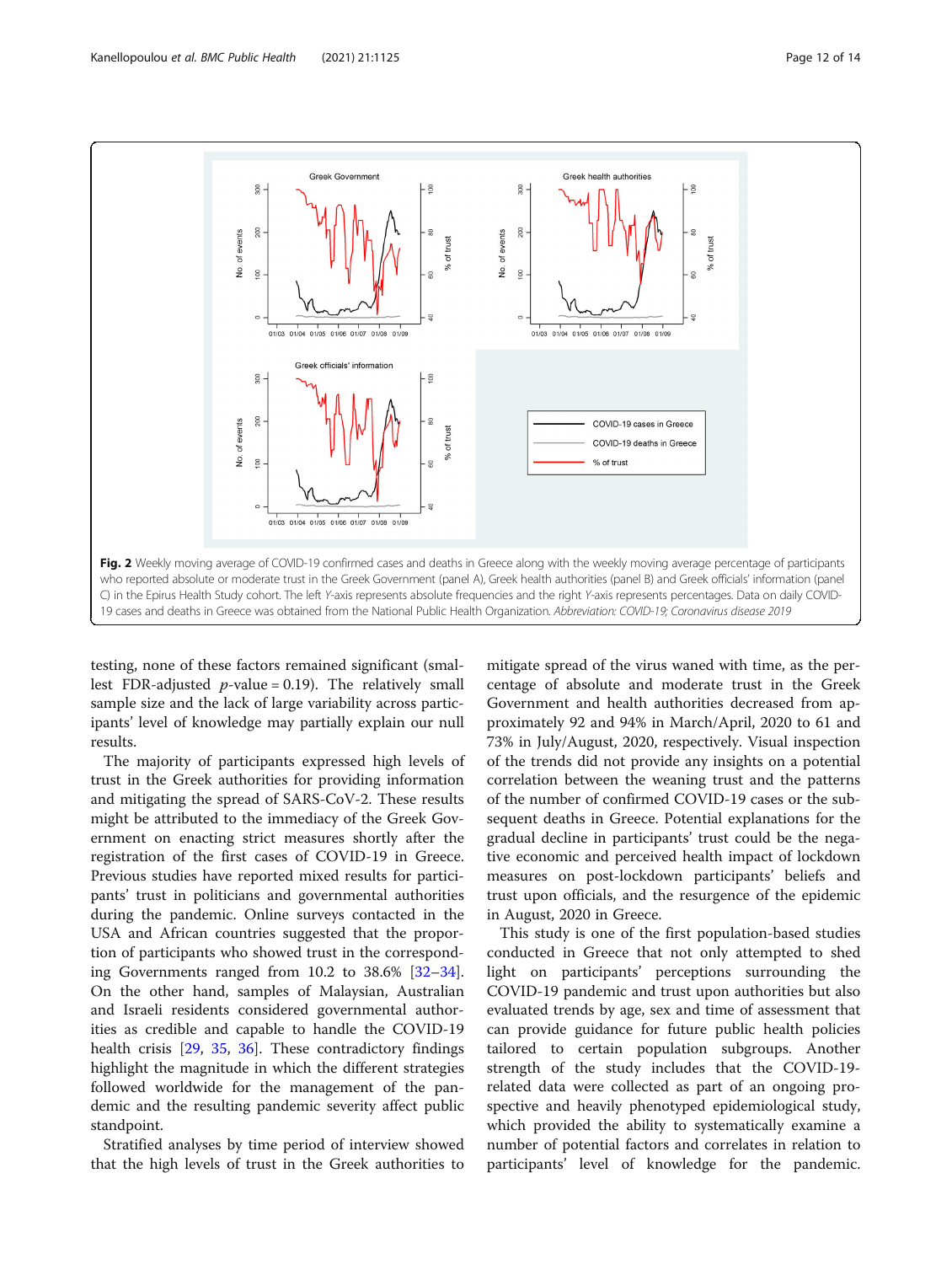**Fig. 2** Weekly moving average of COVID-19 confirmed cases and deaths in Greece along with the weekly moving average percentage of participants who reported absolute or moderate trust in the Greek Government (panel A), Greek health authorities (panel B) and Greek officials' information (panel C) in the Epirus Health Study cohort. The left *Y*-axis represents absolute frequencies and the right *Y*-axis represents percentages. Data on daily COVID-19 cases and deaths in Greece was obtained from the National Public Health Organization. *Abbreviation: COVID-19; Coronavirus disease 2019*

testing, none of these factors remained significant (smallest FDR-adjusted $p$-value = 0.19). The relatively small sample size and the lack of large variability across participants' level of knowledge may partially explain our null results.

The majority of participants expressed high levels of trust in the Greek authorities for providing information and mitigating the spread of SARS-CoV-2. These results might be attributed to the immediacy of the Greek Government on enacting strict measures shortly after the registration of the first cases of COVID-19 in Greece. Previous studies have reported mixed results for participants' trust in politicians and governmental authorities during the pandemic. Online surveys contacted in the USA and African countries suggested that the proportion of participants who showed trust in the corresponding Governments ranged from 10.2 to 38.6% [32–34]. On the other hand, samples of Malaysian, Australian and Israeli residents considered governmental authorities as credible and capable to handle the COVID-19 health crisis [29, 35, 36]. These contradictory findings highlight the magnitude in which the different strategies followed worldwide for the management of the pandemic and the resulting pandemic severity affect public standpoint.

Stratified analyses by time period of interview showed that the high levels of trust in the Greek authorities to mitigate spread of the virus waned with time, as the percentage of absolute and moderate trust in the Greek Government and health authorities decreased from approximately 92 and 94% in March/April, 2020 to 61 and 73% in July/August, 2020, respectively. Visual inspection of the trends did not provide any insights on a potential correlation between the weaning trust and the patterns of the number of confirmed COVID-19 cases or the subsequent deaths in Greece. Potential explanations for the gradual decline in participants' trust could be the negative economic and perceived health impact of lockdown measures on post-lockdown participants' beliefs and trust upon officials, and the resurgence of the epidemic in August, 2020 in Greece.

This study is one of the first population-based studies conducted in Greece that not only attempted to shed light on participants' perceptions surrounding the COVID-19 pandemic and trust upon authorities but also evaluated trends by age, sex and time of assessment that can provide guidance for future public health policies tailored to certain population subgroups. Another strength of the study includes that the COVID-19-related data were collected as part of an ongoing prospective and heavily phenotyped epidemiological study, which provided the ability to systematically examine a number of potential factors and correlates in relation to participants' level of knowledge for the pandemic.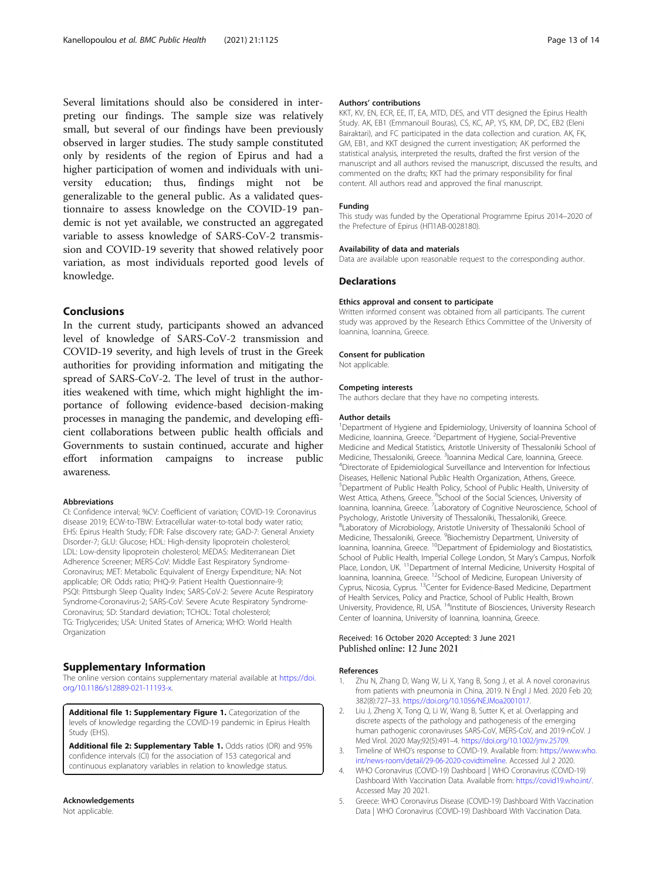Several limitations should also be considered in interpreting our findings. The sample size was relatively small, but several of our findings have been previously observed in larger studies. The study sample constituted only by residents of the region of Epirus and had a higher participation of women and individuals with university education; thus, findings might not be generalizable to the general public. As a validated questionnaire to assess knowledge on the COVID-19 pandemic is not yet available, we constructed an aggregated variable to assess knowledge of SARS-CoV-2 transmission and COVID-19 severity that showed relatively poor variation, as most individuals reported good levels of knowledge.

## Conclusions

In the current study, participants showed an advanced level of knowledge of SARS-CoV-2 transmission and COVID-19 severity, and high levels of trust in the Greek authorities for providing information and mitigating the spread of SARS-CoV-2. The level of trust in the authorities weakened with time, which might highlight the importance of following evidence-based decision-making processes in managing the pandemic, and developing efficient collaborations between public health officials and Governments to sustain continued, accurate and higher effort information campaigns to increase public awareness.

#### Abbreviations

CI: Confidence interval; %CV: Coefficient of variation; COVID-19: Coronavirus disease 2019; ECW-to-TBW: Extracellular water-to-total body water ratio; EHS: Epirus Health Study; FDR: False discovery rate; GAD-7: General Anxiety Disorder-7; GLU: Glucose; HDL: High-density lipoprotein cholesterol; LDL: Low-density lipoprotein cholesterol; MEDAS: Mediterranean Diet Adherence Screener; MERS-CoV: Middle East Respiratory Syndrome-Coronavirus; MET: Metabolic Equivalent of Energy Expenditure; NA: Not applicable; OR: Odds ratio; PHQ-9: Patient Health Questionnaire-9; PSQI: Pittsburgh Sleep Quality Index; SARS-CoV-2: Severe Acute Respiratory Syndrome-Coronavirus-2; SARS-CoV: Severe Acute Respiratory Syndrome-Coronavirus; SD: Standard deviation; TCHOL: Total cholesterol; TG: Triglycerides; USA: United States of America; WHO: World Health Organization

## Supplementary Information

The online version contains supplementary material available at https://doi.org/10.1186/s12889-021-11193-x.

**Additional file 1: Supplementary Figure 1.** Categorization of the levels of knowledge regarding the COVID-19 pandemic in Epirus Health Study (EHS).

**Additional file 2: Supplementary Table 1.** Odds ratios (OR) and 95% confidence intervals (CI) for the association of 153 categorical and continuous explanatory variables in relation to knowledge status.

#### Acknowledgements

Not applicable.

#### Authors' contributions

KKT, KV, EN, ECR, EE, IT, EA, MTD, DES, and VTT designed the Epirus Health Study. AK, EB1 (Emmanouil Bouras), CS, KC, AP, YS, KM, DP, DC, EB2 (Eleni Bairaktari), and FC participated in the data collection and curation. AK, FK, GM, EB1, and KKT designed the current investigation; AK performed the statistical analysis, interpreted the results, drafted the first version of the manuscript and all authors revised the manuscript, discussed the results, and commented on the drafts; KKT had the primary responsibility for final content. All authors read and approved the final manuscript.

#### Funding

This study was funded by the Operational Programme Epirus 2014–2020 of the Prefecture of Epirus (ΗΠ1ΑΒ-0028180).

#### Availability of data and materials

Data are available upon reasonable request to the corresponding author.

### Declarations

#### Ethics approval and consent to participate

Written informed consent was obtained from all participants. The current study was approved by the Research Ethics Committee of the University of Ioannina, Ioannina, Greece.

#### Consent for publication

Not applicable.

#### Competing interests

The authors declare that they have no competing interests.

#### Author details

[1]Department of Hygiene and Epidemiology, University of Ioannina School of Medicine, Ioannina, Greece. [2]Department of Hygiene, Social-Preventive Medicine and Medical Statistics, Aristotle University of Thessaloniki School of Medicine, Thessaloniki, Greece. [3]Ioannina Medical Care, Ioannina, Greece. [4]Directorate of Epidemiological Surveillance and Intervention for Infectious Diseases, Hellenic National Public Health Organization, Athens, Greece. [5]Department of Public Health Policy, School of Public Health, University of West Attica, Athens, Greece. [6]School of the Social Sciences, University of Ioannina, Ioannina, Greece. [7]Laboratory of Cognitive Neuroscience, School of Psychology, Aristotle University of Thessaloniki, Thessaloniki, Greece. [8]Laboratory of Microbiology, Aristotle University of Thessaloniki School of Medicine, Thessaloniki, Greece. [9]Biochemistry Department, University of Ioannina, Ioannina, Greece. [10]Department of Epidemiology and Biostatistics, School of Public Health, Imperial College London, St Mary's Campus, Norfolk Place, London, UK. [11]Department of Internal Medicine, University Hospital of Ioannina, Ioannina, Greece. [12]School of Medicine, European University of Cyprus, Nicosia, Cyprus. [13]Center for Evidence-Based Medicine, Department of Health Services, Policy and Practice, School of Public Health, Brown University, Providence, RI, USA. [14]Institute of Biosciences, University Research Center of Ioannina, University of Ioannina, Ioannina, Greece.

Received: 16 October 2020 Accepted: 3 June 2021
Published online: 12 June 2021

#### References

1. Zhu N, Zhang D, Wang W, Li X, Yang B, Song J, et al. A novel coronavirus from patients with pneumonia in China, 2019. N Engl J Med. 2020 Feb 20; 382(8):727–33. https://doi.org/10.1056/NEJMoa2001017.
2. Liu J, Zheng X, Tong Q, Li W, Wang B, Sutter K, et al. Overlapping and discrete aspects of the pathology and pathogenesis of the emerging human pathogenic coronaviruses SARS-CoV, MERS-CoV, and 2019-nCoV. J Med Virol. 2020 May;92(5):491–4. https://doi.org/10.1002/jmv.25709.
3. Timeline of WHO's response to COVID-19. Available from: https://www.who.int/news-room/detail/29-06-2020-covidtimeline. Accessed Jul 2 2020.
4. WHO Coronavirus (COVID-19) Dashboard | WHO Coronavirus (COVID-19) Dashboard With Vaccination Data. Available from: https://covid19.who.int/. Accessed May 20 2021.
5. Greece: WHO Coronavirus Disease (COVID-19) Dashboard With Vaccination Data | WHO Coronavirus (COVID-19) Dashboard With Vaccination Data.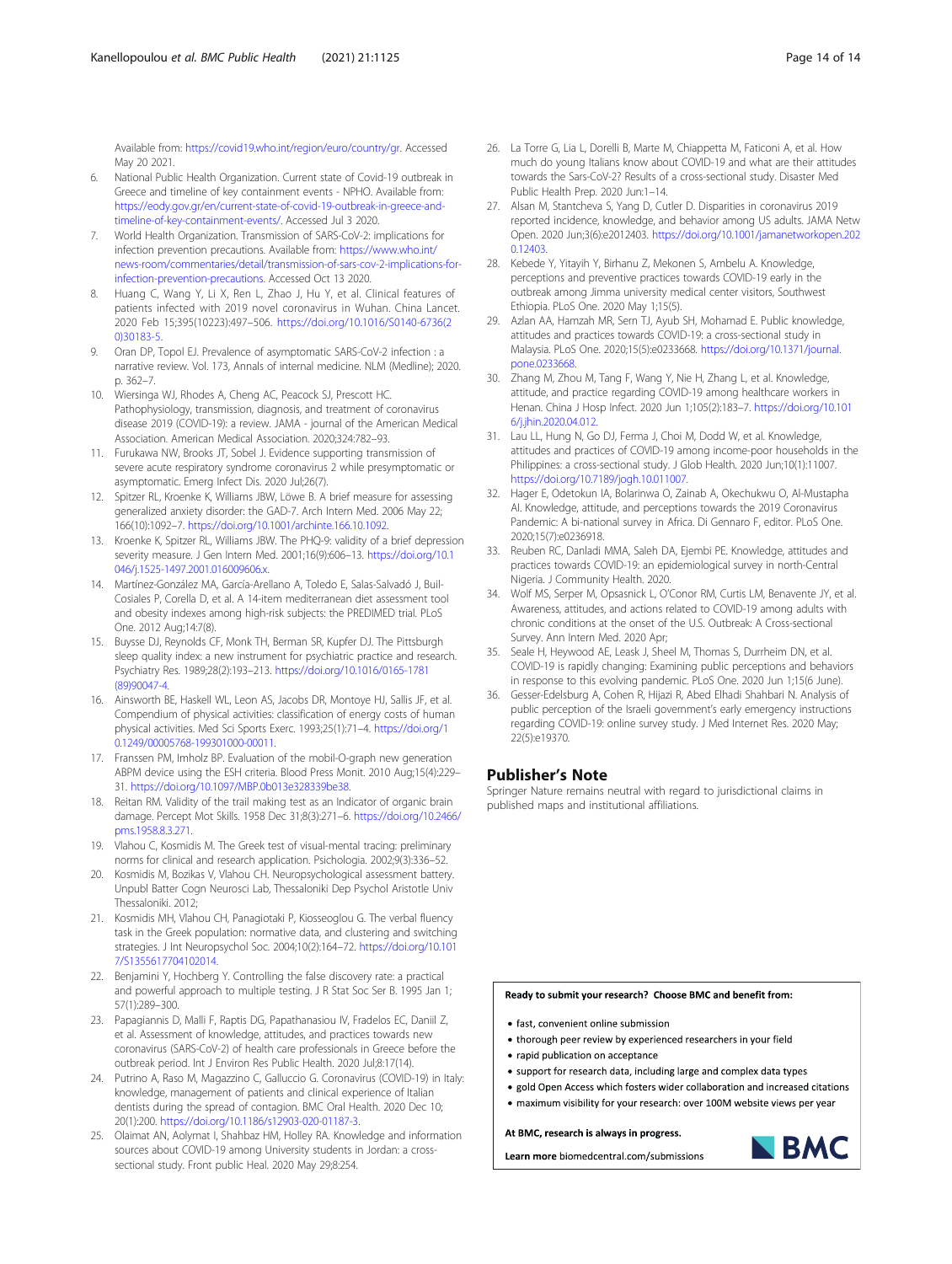Available from: https://covid19.who.int/region/euro/country/gr. Accessed May 20 2021.

6. National Public Health Organization. Current state of Covid-19 outbreak in Greece and timeline of key containment events - NPHO. Available from: https://eody.gov.gr/en/current-state-of-covid-19-outbreak-in-greece-and-timeline-of-key-containment-events/. Accessed Jul 3 2020.
7. World Health Organization. Transmission of SARS-CoV-2: implications for infection prevention precautions. Available from: https://www.who.int/news-room/commentaries/detail/transmission-of-sars-cov-2-implications-for-infection-prevention-precautions. Accessed Oct 13 2020.
8. Huang C, Wang Y, Li X, Ren L, Zhao J, Hu Y, et al. Clinical features of patients infected with 2019 novel coronavirus in Wuhan. China Lancet. 2020 Feb 15;395(10223):497–506. https://doi.org/10.1016/S0140-6736(20)30183-5.
9. Oran DP, Topol EJ. Prevalence of asymptomatic SARS-CoV-2 infection : a narrative review. Vol. 173, Annals of internal medicine. NLM (Medline); 2020. p. 362–7.
10. Wiersinga WJ, Rhodes A, Cheng AC, Peacock SJ, Prescott HC. Pathophysiology, transmission, diagnosis, and treatment of coronavirus disease 2019 (COVID-19): a review. JAMA - journal of the American Medical Association. American Medical Association. 2020;324:782–93.
11. Furukawa NW, Brooks JT, Sobel J. Evidence supporting transmission of severe acute respiratory syndrome coronavirus 2 while presymptomatic or asymptomatic. Emerg Infect Dis. 2020 Jul;26(7).
12. Spitzer RL, Kroenke K, Williams JBW, Löwe B. A brief measure for assessing generalized anxiety disorder: the GAD-7. Arch Intern Med. 2006 May 22; 166(10):1092–7. https://doi.org/10.1001/archinte.166.10.1092.
13. Kroenke K, Spitzer RL, Williams JBW. The PHQ-9: validity of a brief depression severity measure. J Gen Intern Med. 2001;16(9):606–13. https://doi.org/10.1046/j.1525-1497.2001.016009606.x.
14. Martínez-González MA, García-Arellano A, Toledo E, Salas-Salvadó J, Buil-Cosiales P, Corella D, et al. A 14-item mediterranean diet assessment tool and obesity indexes among high-risk subjects: the PREDIMED trial. PLoS One. 2012 Aug;14:7(8).
15. Buysse DJ, Reynolds CF, Monk TH, Berman SR, Kupfer DJ. The Pittsburgh sleep quality index: a new instrument for psychiatric practice and research. Psychiatry Res. 1989;28(2):193–213. https://doi.org/10.1016/0165-1781(89)90047-4.
16. Ainsworth BE, Haskell WL, Leon AS, Jacobs DR, Montoye HJ, Sallis JF, et al. Compendium of physical activities: classification of energy costs of human physical activities. Med Sci Sports Exerc. 1993;25(1):71–4. https://doi.org/10.1249/00005768-199301000-00011.
17. Franssen PM, Imholz BP. Evaluation of the mobil-O-graph new generation ABPM device using the ESH criteria. Blood Press Monit. 2010 Aug;15(4):229–31. https://doi.org/10.1097/MBP.0b013e328339be38.
18. Reitan RM. Validity of the trail making test as an Indicator of organic brain damage. Percept Mot Skills. 1958 Dec 31;8(3):271–6. https://doi.org/10.2466/pms.1958.8.3.271.
19. Vlahou C, Kosmidis M. The Greek test of visual-mental tracing: preliminary norms for clinical and research application. Psichologia. 2002;9(3):336–52.
20. Kosmidis M, Bozikas V, Vlahou CH. Neuropsychological assessment battery. Unpubl Batter Cogn Neurosci Lab, Thessaloniki Dep Psychol Aristotle Univ Thessaloniki. 2012;
21. Kosmidis MH, Vlahou CH, Panagiotaki P, Kiosseoglou G. The verbal fluency task in the Greek population: normative data, and clustering and switching strategies. J Int Neuropsychol Soc. 2004;10(2):164–72. https://doi.org/10.1017/S1355617704102014.
22. Benjamini Y, Hochberg Y. Controlling the false discovery rate: a practical and powerful approach to multiple testing. J R Stat Soc Ser B. 1995 Jan 1; 57(1):289–300.
23. Papagiannis D, Malli F, Raptis DG, Papathanasiou IV, Fradelos EC, Daniil Z, et al. Assessment of knowledge, attitudes, and practices towards new coronavirus (SARS-CoV-2) of health care professionals in Greece before the outbreak period. Int J Environ Res Public Health. 2020 Jul;8:17(14).
24. Putrino A, Raso M, Magazzino C, Galluccio G. Coronavirus (COVID-19) in Italy: knowledge, management of patients and clinical experience of Italian dentists during the spread of contagion. BMC Oral Health. 2020 Dec 10; 20(1):200. https://doi.org/10.1186/s12903-020-01187-3.
25. Olaimat AN, Aolymat I, Shahbaz HM, Holley RA. Knowledge and information sources about COVID-19 among University students in Jordan: a cross-sectional study. Front public Heal. 2020 May 29;8:254.
26. La Torre G, Lia L, Dorelli B, Marte M, Chiappetta M, Faticoni A, et al. How much do young Italians know about COVID-19 and what are their attitudes towards the Sars-CoV-2? Results of a cross-sectional study. Disaster Med Public Health Prep. 2020 Jun:1–14.
27. Alsan M, Stantcheva S, Yang D, Cutler D. Disparities in coronavirus 2019 reported incidence, knowledge, and behavior among US adults. JAMA Netw Open. 2020 Jun;3(6):e2012403. https://doi.org/10.1001/jamanetworkopen.2020.12403.
28. Kebede Y, Yitayih Y, Birhanu Z, Mekonen S, Ambelu A. Knowledge, perceptions and preventive practices towards COVID-19 early in the outbreak among Jimma university medical center visitors, Southwest Ethiopia. PLoS One. 2020 May 1;15(5).
29. Azlan AA, Hamzah MR, Sern TJ, Ayub SH, Mohamad E. Public knowledge, attitudes and practices towards COVID-19: a cross-sectional study in Malaysia. PLoS One. 2020;15(5):e0233668. https://doi.org/10.1371/journal.pone.0233668.
30. Zhang M, Zhou M, Tang F, Wang Y, Nie H, Zhang L, et al. Knowledge, attitude, and practice regarding COVID-19 among healthcare workers in Henan. China J Hosp Infect. 2020 Jun 1;105(2):183–7. https://doi.org/10.1016/j.jhin.2020.04.012.
31. Lau LL, Hung N, Go DJ, Ferma J, Choi M, Dodd W, et al. Knowledge, attitudes and practices of COVID-19 among income-poor households in the Philippines: a cross-sectional study. J Glob Health. 2020 Jun;10(1):11007. https://doi.org/10.7189/jogh.10.011007.
32. Hager E, Odetokun IA, Bolarinwa O, Zainab A, Okechukwu O, Al-Mustapha AI. Knowledge, attitude, and perceptions towards the 2019 Coronavirus Pandemic: A bi-national survey in Africa. Di Gennaro F, editor. PLoS One. 2020;15(7):e0236918.
33. Reuben RC, Danladi MMA, Saleh DA, Ejembi PE. Knowledge, attitudes and practices towards COVID-19: an epidemiological survey in north-Central Nigeria. J Community Health. 2020.
34. Wolf MS, Serper M, Opsasnick L, O'Conor RM, Curtis LM, Benavente JY, et al. Awareness, attitudes, and actions related to COVID-19 among adults with chronic conditions at the onset of the U.S. Outbreak: A Cross-sectional Survey. Ann Intern Med. 2020 Apr;
35. Seale H, Heywood AE, Leask J, Sheel M, Thomas S, Durrheim DN, et al. COVID-19 is rapidly changing: Examining public perceptions and behaviors in response to this evolving pandemic. PLoS One. 2020 Jun 1;15(6 June).
36. Gesser-Edelsburg A, Cohen R, Hijazi R, Abed Elhadi Shahbari N. Analysis of public perception of the Israeli government's early emergency instructions regarding COVID-19: online survey study. J Med Internet Res. 2020 May; 22(5):e19370.

## Publisher's Note

Springer Nature remains neutral with regard to jurisdictional claims in published maps and institutional affiliations.

**Ready to submit your research? Choose BMC and benefit from:**

- fast, convenient online submission
- thorough peer review by experienced researchers in your field
- rapid publication on acceptance
- support for research data, including large and complex data types
- gold Open Access which fosters wider collaboration and increased citations
- maximum visibility for your research: over 100M website views per year

**At BMC, research is always in progress.**

**Learn more** biomedcentral.com/submissions